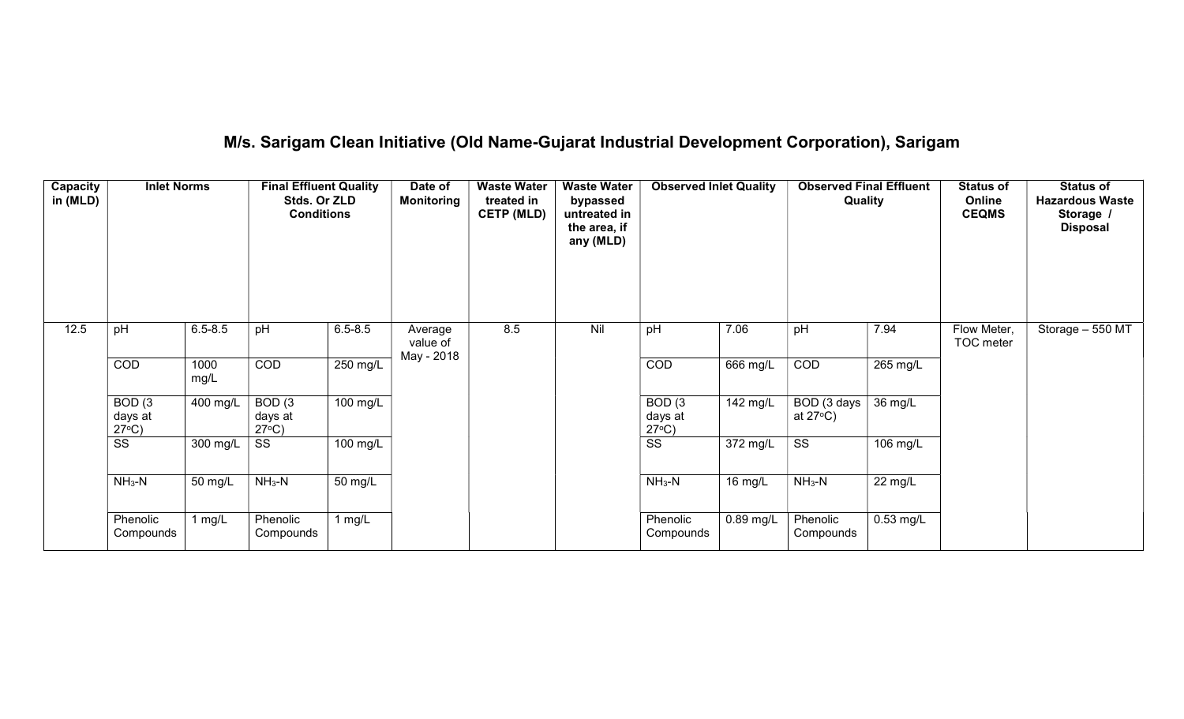# M/s. Sarigam Clean Initiative (Old Name-Gujarat Industrial Development Corporation), Sarigam

| Capacity in (MLD) | Inlet Norms | | Final Effluent Quality Stds. Or ZLD Conditions | | Date of Monitoring | Waste Water treated in CETP (MLD) | Waste Water bypassed untreated in the area, if any (MLD) | Observed Inlet Quality | | Observed Final Effluent Quality | | Status of Online CEQMS | Status of Hazardous Waste Storage / Disposal |
|---|---|---|---|---|---|---|---|---|---|---|---|---|---|
| 12.5 | pH | 6.5-8.5 | pH | 6.5-8.5 | Average value of May - 2018 | 8.5 | Nil | pH | 7.06 | pH | 7.94 | Flow Meter, TOC meter | Storage – 550 MT |
| | COD | 1000 mg/L | COD | 250 mg/L | | | | COD | 666 mg/L | COD | 265 mg/L | | |
| | BOD (3 days at 27°C) | 400 mg/L | BOD (3 days at 27°C) | 100 mg/L | | | | BOD (3 days at 27°C) | 142 mg/L | BOD (3 days at 27°C) | 36 mg/L | | |
| | SS | 300 mg/L | SS | 100 mg/L | | | | SS | 372 mg/L | SS | 106 mg/L | | |
| | $NH_3$-N | 50 mg/L | $NH_3$-N | 50 mg/L | | | | $NH_3$-N | 16 mg/L | $NH_3$-N | 22 mg/L | | |
| | Phenolic Compounds | 1 mg/L | Phenolic Compounds | 1 mg/L | | | | Phenolic Compounds | 0.89 mg/L | Phenolic Compounds | 0.53 mg/L | | |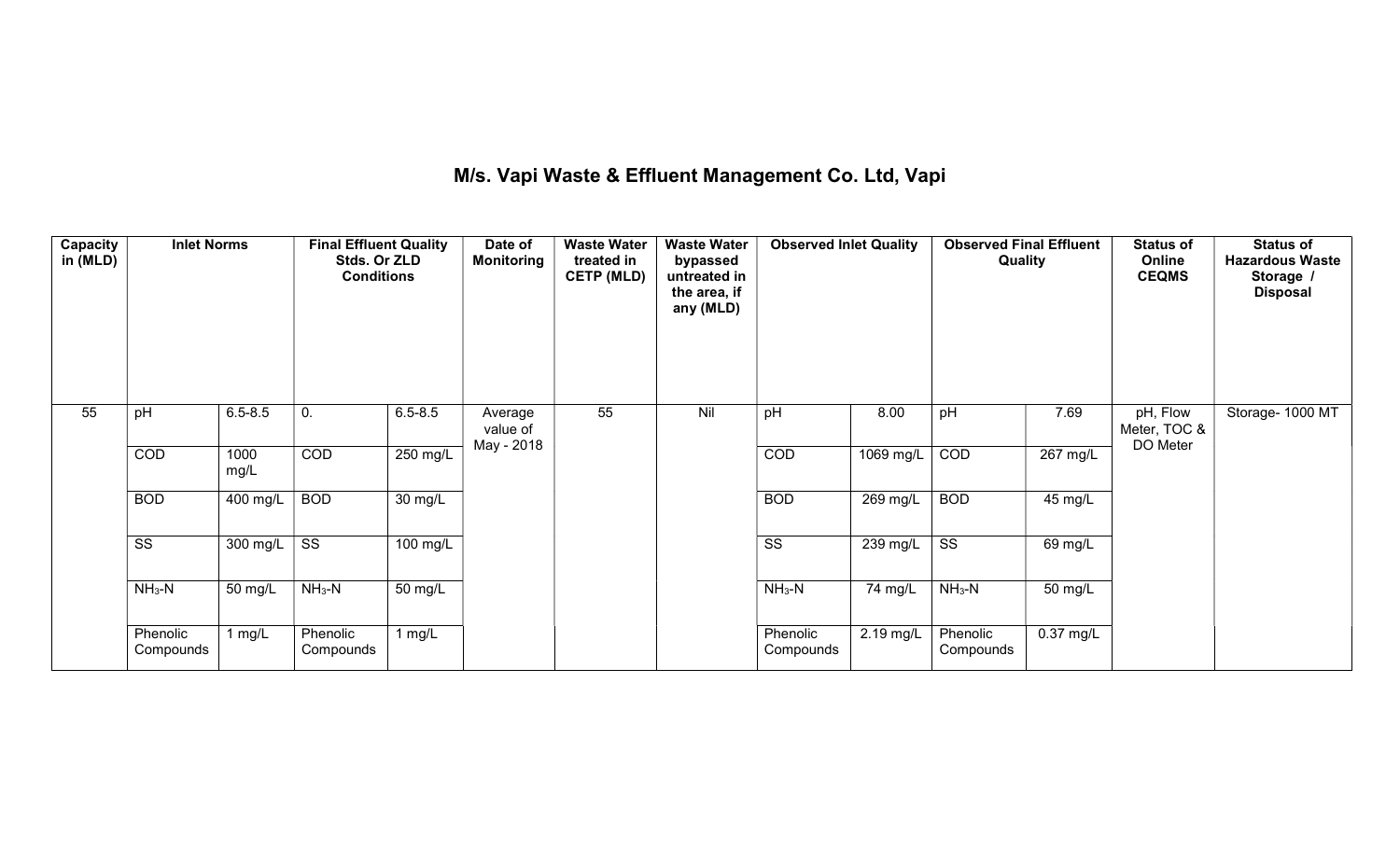# M/s. Vapi Waste & Effluent Management Co. Ltd, Vapi

| Capacity in (MLD) | Inlet Norms | | Final Effluent Quality Stds. Or ZLD Conditions | | Date of Monitoring | Waste Water treated in CETP (MLD) | Waste Water bypassed untreated in the area, if any (MLD) | Observed Inlet Quality | | Observed Final Effluent Quality | | Status of Online CEQMS | Status of Hazardous Waste Storage / Disposal |
|---|---|---|---|---|---|---|---|---|---|---|---|---|---|
| 55 | pH | 6.5-8.5 | 0. | 6.5-8.5 | Average value of May - 2018 | 55 | Nil | pH | 8.00 | pH | 7.69 | pH, Flow Meter, TOC & DO Meter | Storage- 1000 MT |
| | COD | 1000 mg/L | COD | 250 mg/L | | | | COD | 1069 mg/L | COD | 267 mg/L | | |
| | BOD | 400 mg/L | BOD | 30 mg/L | | | | BOD | 269 mg/L | BOD | 45 mg/L | | |
| | SS | 300 mg/L | SS | 100 mg/L | | | | SS | 239 mg/L | SS | 69 mg/L | | |
| | $NH_3$-N | 50 mg/L | $NH_3$-N | 50 mg/L | | | | $NH_3$-N | 74 mg/L | $NH_3$-N | 50 mg/L | | |
| | Phenolic Compounds | 1 mg/L | Phenolic Compounds | 1 mg/L | | | | Phenolic Compounds | 2.19 mg/L | Phenolic Compounds | 0.37 mg/L | | |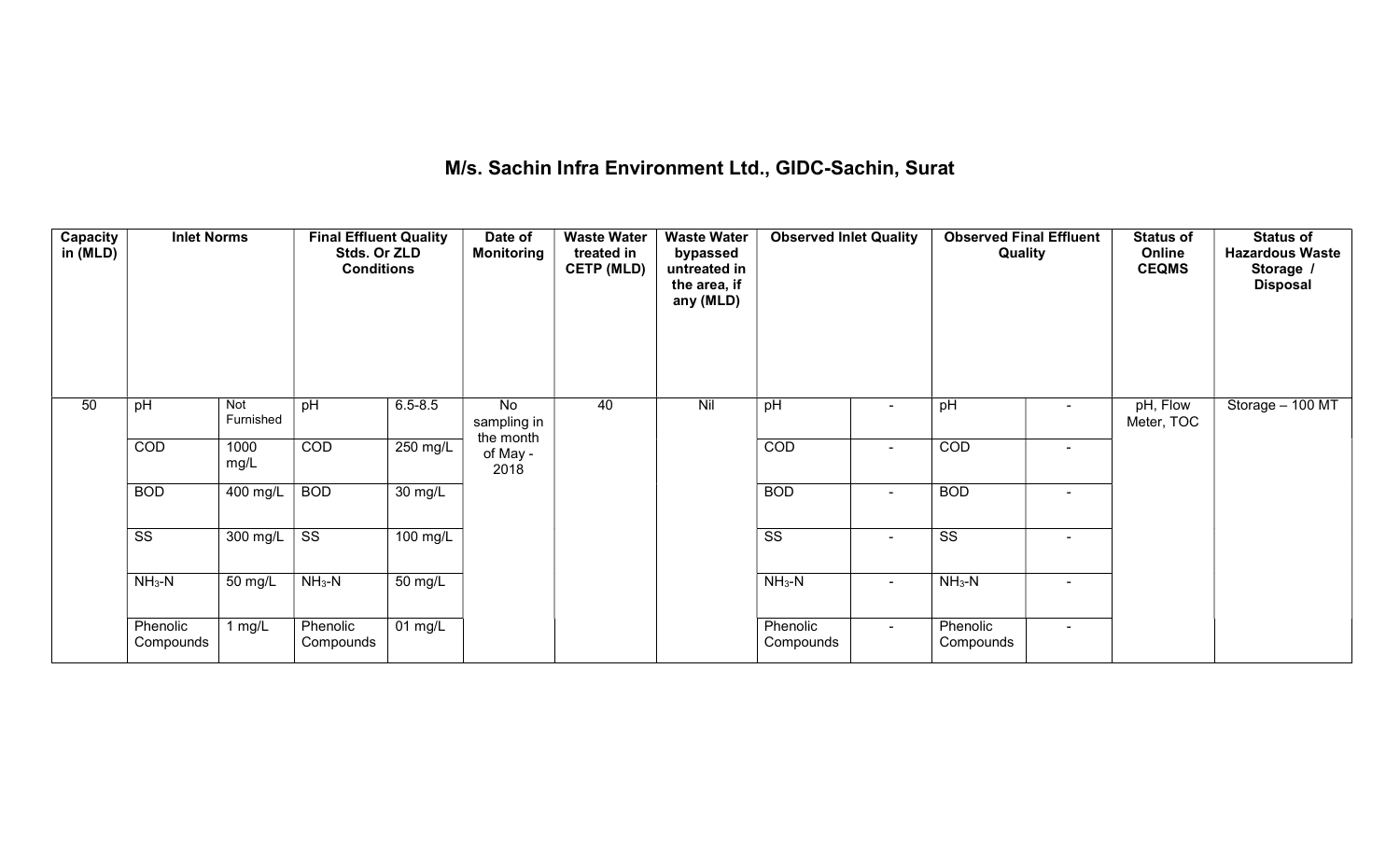## M/s. Sachin Infra Environment Ltd., GIDC-Sachin, Surat

| Capacity in (MLD) | Inlet Norms | | Final Effluent Quality Stds. Or ZLD Conditions | | Date of Monitoring | Waste Water treated in CETP (MLD) | Waste Water bypassed untreated in the area, if any (MLD) | Observed Inlet Quality | | Observed Final Effluent Quality | | Status of Online CEQMS | Status of Hazardous Waste Storage / Disposal |
|---|---|---|---|---|---|---|---|---|---|---|---|---|---|
| 50 | pH | Not Furnished | pH | 6.5-8.5 | No sampling in the month of May - 2018 | 40 | Nil | pH | - | pH | - | pH, Flow Meter, TOC | Storage – 100 MT |
| | COD | 1000 mg/L | COD | 250 mg/L | | | | COD | - | COD | - | | |
| | BOD | 400 mg/L | BOD | 30 mg/L | | | | BOD | - | BOD | - | | |
| | SS | 300 mg/L | SS | 100 mg/L | | | | SS | - | SS | - | | |
| | $NH_3$-N | 50 mg/L | $NH_3$-N | 50 mg/L | | | | $NH_3$-N | - | $NH_3$-N | - | | |
| | Phenolic Compounds | 1 mg/L | Phenolic Compounds | 01 mg/L | | | | Phenolic Compounds | - | Phenolic Compounds | - | | |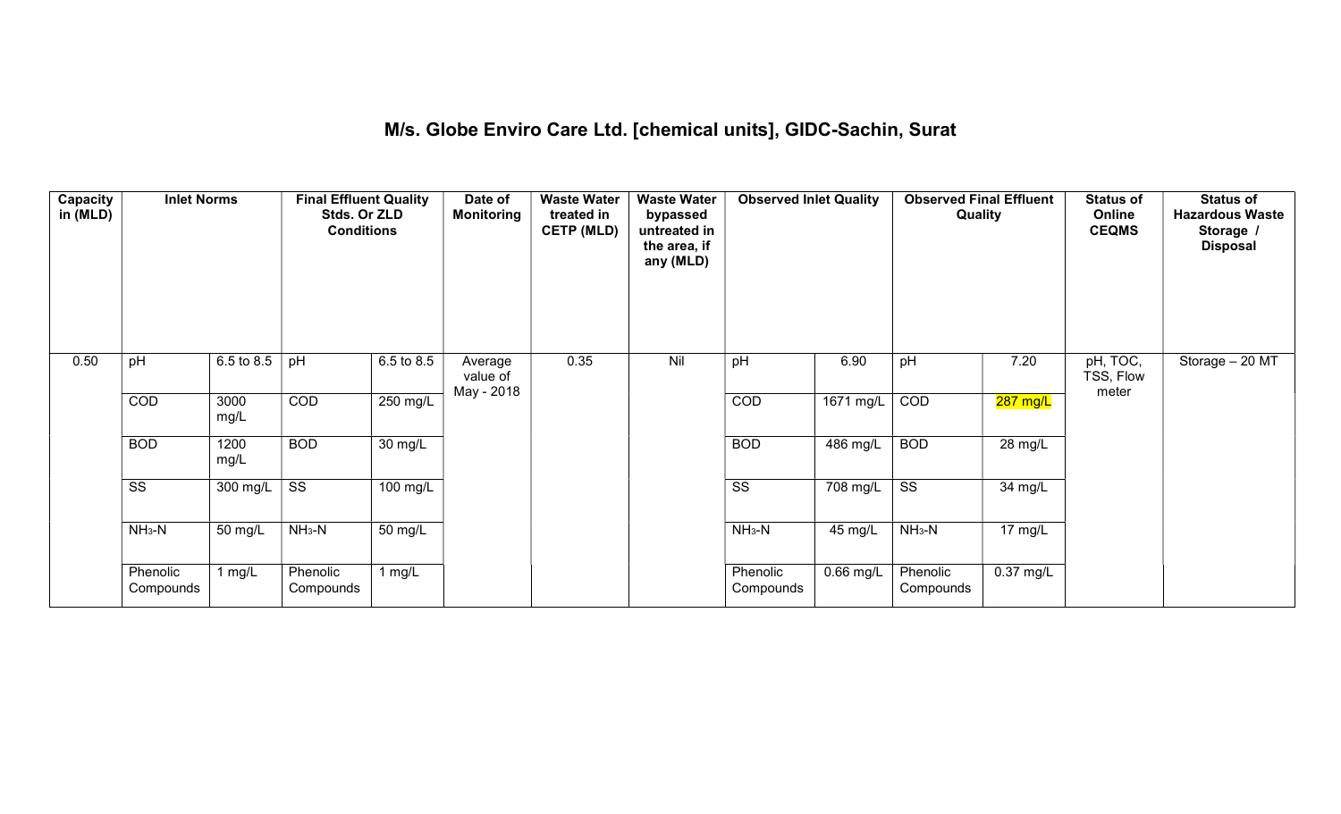# M/s. Globe Enviro Care Ltd. [chemical units], GIDC-Sachin, Surat

| Capacity in (MLD) | Inlet Norms | | Final Effluent Quality Stds. Or ZLD Conditions | | Date of Monitoring | Waste Water treated in CETP (MLD) | Waste Water bypassed untreated in the area, if any (MLD) | Observed Inlet Quality | | Observed Final Effluent Quality | | Status of Online CEQMS | Status of Hazardous Waste Storage / Disposal |
|---|---|---|---|---|---|---|---|---|---|---|---|---|---|
| 0.50 | pH | 6.5 to 8.5 | pH | 6.5 to 8.5 | Average value of May - 2018 | 0.35 | Nil | pH | 6.90 | pH | 7.20 | pH, TOC, TSS, Flow meter | Storage – 20 MT |
| | COD | 3000 mg/L | COD | 250 mg/L | | | | COD | 1671 mg/L | COD | 287 mg/L | | |
| | BOD | 1200 mg/L | BOD | 30 mg/L | | | | BOD | 486 mg/L | BOD | 28 mg/L | | |
| | SS | 300 mg/L | SS | 100 mg/L | | | | SS | 708 mg/L | SS | 34 mg/L | | |
| | $NH_3$-N | 50 mg/L | $NH_3$-N | 50 mg/L | | | | $NH_3$-N | 45 mg/L | $NH_3$-N | 17 mg/L | | |
| | Phenolic Compounds | 1 mg/L | Phenolic Compounds | 1 mg/L | | | | Phenolic Compounds | 0.66 mg/L | Phenolic Compounds | 0.37 mg/L | | |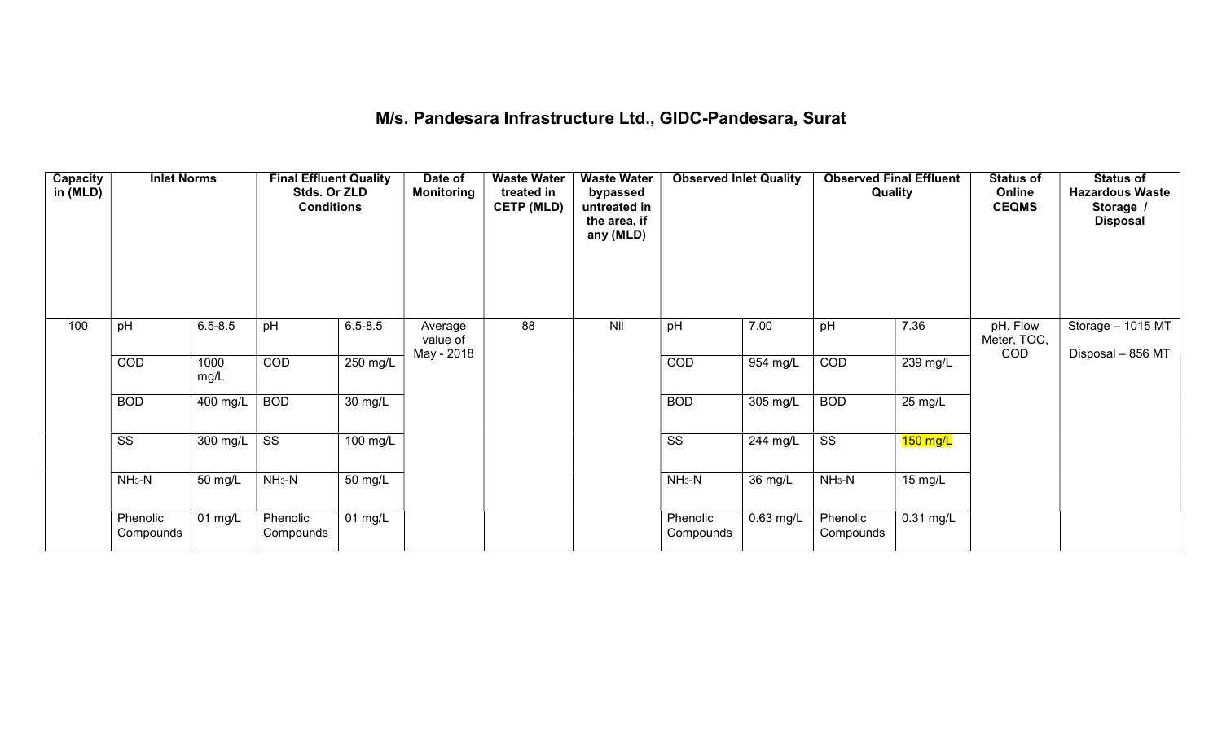# M/s. Pandesara Infrastructure Ltd., GIDC-Pandesara, Surat

| Capacity in (MLD) | Inlet Norms | | Final Effluent Quality Stds. Or ZLD Conditions | | Date of Monitoring | Waste Water treated in CETP (MLD) | Waste Water bypassed untreated in the area, if any (MLD) | Observed Inlet Quality | | Observed Final Effluent Quality | | Status of Online CEQMS | Status of Hazardous Waste Storage / Disposal |
|---|---|---|---|---|---|---|---|---|---|---|---|---|---|
| 100 | pH | 6.5-8.5 | pH | 6.5-8.5 | Average value of May - 2018 | 88 | Nil | pH | 7.00 | pH | 7.36 | pH, Flow Meter, TOC, COD | Storage – 1015 MT Disposal – 856 MT |
| | COD | 1000 mg/L | COD | 250 mg/L | | | | COD | 954 mg/L | COD | 239 mg/L | | |
| | BOD | 400 mg/L | BOD | 30 mg/L | | | | BOD | 305 mg/L | BOD | 25 mg/L | | |
| | SS | 300 mg/L | SS | 100 mg/L | | | | SS | 244 mg/L | SS | 150 mg/L | | |
| | $NH_3$-N | 50 mg/L | $NH_3$-N | 50 mg/L | | | | $NH_3$-N | 36 mg/L | $NH_3$-N | 15 mg/L | | |
| | Phenolic Compounds | 01 mg/L | Phenolic Compounds | 01 mg/L | | | | Phenolic Compounds | 0.63 mg/L | Phenolic Compounds | 0.31 mg/L | | |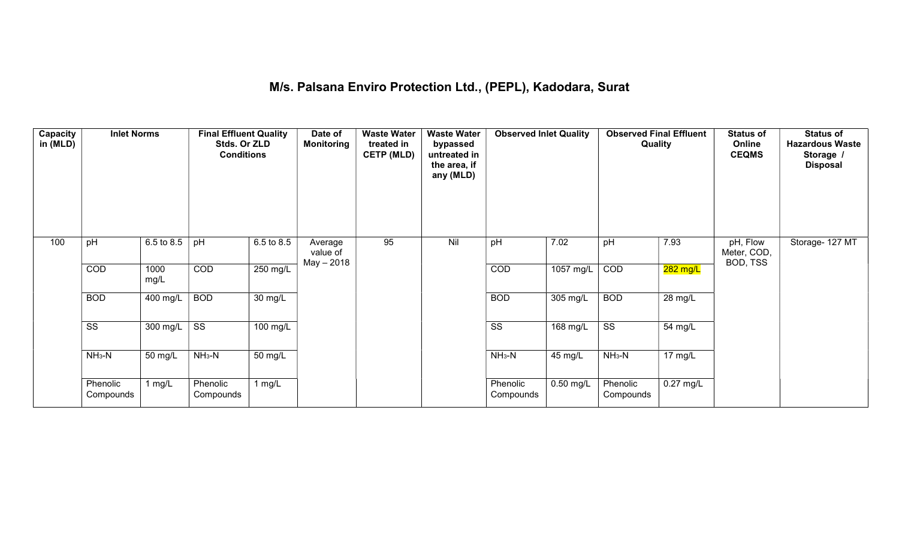# M/s. Palsana Enviro Protection Ltd., (PEPL), Kadodara, Surat

| Capacity in (MLD) | Inlet Norms | | Final Effluent Quality Stds. Or ZLD Conditions | | Date of Monitoring | Waste Water treated in CETP (MLD) | Waste Water bypassed untreated in the area, if any (MLD) | Observed Inlet Quality | | Observed Final Effluent Quality | | Status of Online CEQMS | Status of Hazardous Waste Storage / Disposal |
|---|---|---|---|---|---|---|---|---|---|---|---|---|---|
| 100 | pH | 6.5 to 8.5 | pH | 6.5 to 8.5 | Average value of May – 2018 | 95 | Nil | pH | 7.02 | pH | 7.93 | pH, Flow Meter, COD, BOD, TSS | Storage- 127 MT |
| | COD | 1000 mg/L | COD | 250 mg/L | | | | COD | 1057 mg/L | COD | 282 mg/L | | |
| | BOD | 400 mg/L | BOD | 30 mg/L | | | | BOD | 305 mg/L | BOD | 28 mg/L | | |
| | SS | 300 mg/L | SS | 100 mg/L | | | | SS | 168 mg/L | SS | 54 mg/L | | |
| | $NH_3$-N | 50 mg/L | $NH_3$-N | 50 mg/L | | | | $NH_3$-N | 45 mg/L | $NH_3$-N | 17 mg/L | | |
| | Phenolic Compounds | 1 mg/L | Phenolic Compounds | 1 mg/L | | | | Phenolic Compounds | 0.50 mg/L | Phenolic Compounds | 0.27 mg/L | | |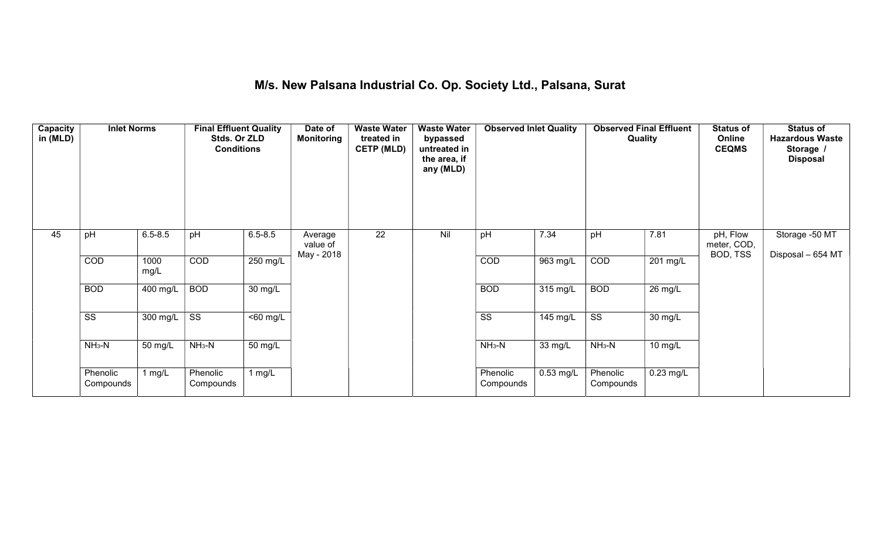# M/s. New Palsana Industrial Co. Op. Society Ltd., Palsana, Surat

| Capacity in (MLD) | Inlet Norms | | Final Effluent Quality Stds. Or ZLD Conditions | | Date of Monitoring | Waste Water treated in CETP (MLD) | Waste Water bypassed untreated in the area, if any (MLD) | Observed Inlet Quality | | Observed Final Effluent Quality | | Status of Online CEQMS | Status of Hazardous Waste Storage / Disposal |
|---|---|---|---|---|---|---|---|---|---|---|---|---|---|
| 45 | pH | 6.5-8.5 | pH | 6.5-8.5 | Average value of May - 2018 | 22 | Nil | pH | 7.34 | pH | 7.81 | pH, Flow meter, COD, BOD, TSS | Storage -50 MT<br>Disposal – 654 MT |
| | COD | 1000 mg/L | COD | 250 mg/L | | | | COD | 963 mg/L | COD | 201 mg/L | | |
| | BOD | 400 mg/L | BOD | 30 mg/L | | | | BOD | 315 mg/L | BOD | 26 mg/L | | |
| | SS | 300 mg/L | SS | <60 mg/L | | | | SS | 145 mg/L | SS | 30 mg/L | | |
| | $NH_3$-N | 50 mg/L | $NH_3$-N | 50 mg/L | | | | $NH_3$-N | 33 mg/L | $NH_3$-N | 10 mg/L | | |
| | Phenolic Compounds | 1 mg/L | Phenolic Compounds | 1 mg/L | | | | Phenolic Compounds | 0.53 mg/L | Phenolic Compounds | 0.23 mg/L | | |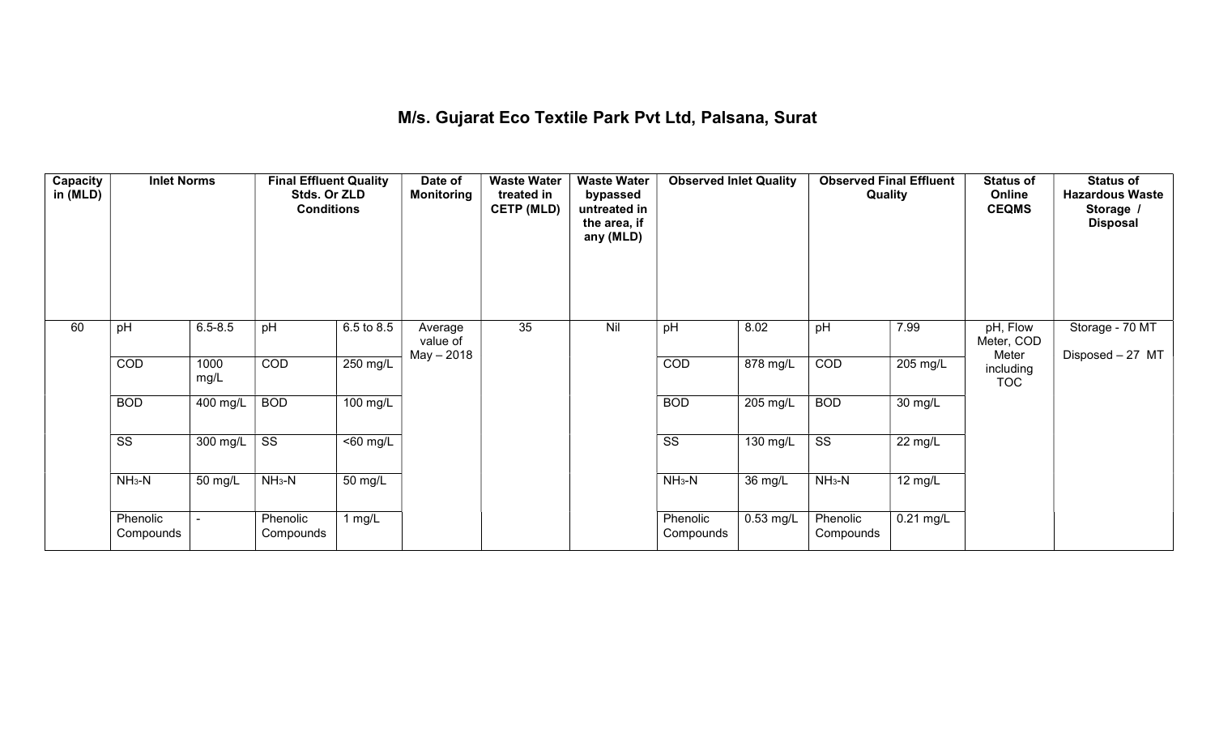# M/s. Gujarat Eco Textile Park Pvt Ltd, Palsana, Surat

| Capacity in (MLD) | Inlet Norms | | Final Effluent Quality Stds. Or ZLD Conditions | | Date of Monitoring | Waste Water treated in CETP (MLD) | Waste Water bypassed untreated in the area, if any (MLD) | Observed Inlet Quality | | Observed Final Effluent Quality | | Status of Online CEQMS | Status of Hazardous Waste Storage / Disposal |
|---|---|---|---|---|---|---|---|---|---|---|---|---|---|
| 60 | pH | 6.5-8.5 | pH | 6.5 to 8.5 | Average value of May – 2018 | 35 | Nil | pH | 8.02 | pH | 7.99 | pH, Flow Meter, COD Meter including TOC | Storage - 70 MT<br>Disposed – 27 MT |
| | COD | 1000 mg/L | COD | 250 mg/L | | | | COD | 878 mg/L | COD | 205 mg/L | | |
| | BOD | 400 mg/L | BOD | 100 mg/L | | | | BOD | 205 mg/L | BOD | 30 mg/L | | |
| | SS | 300 mg/L | SS | <60 mg/L | | | | SS | 130 mg/L | SS | 22 mg/L | | |
| | $NH_3$-N | 50 mg/L | $NH_3$-N | 50 mg/L | | | | $NH_3$-N | 36 mg/L | $NH_3$-N | 12 mg/L | | |
| | Phenolic Compounds | - | Phenolic Compounds | 1 mg/L | | | | Phenolic Compounds | 0.53 mg/L | Phenolic Compounds | 0.21 mg/L | | |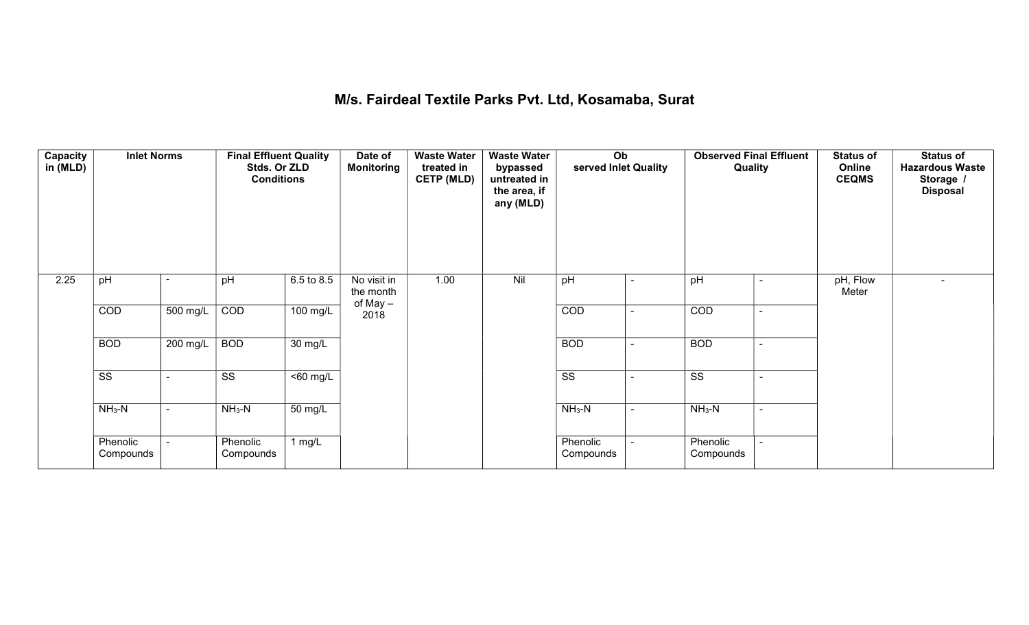## M/s. Fairdeal Textile Parks Pvt. Ltd, Kosamaba, Surat

| Capacity in (MLD) | Inlet Norms | | Final Effluent Quality Stds. Or ZLD Conditions | | Date of Monitoring | Waste Water treated in CETP (MLD) | Waste Water bypassed untreated in the area, if any (MLD) | Observed Inlet Quality | | Observed Final Effluent Quality | | Status of Online CEQMS | Status of Hazardous Waste Storage / Disposal |
|---|---|---|---|---|---|---|---|---|---|---|---|---|---|
| 2.25 | pH | - | pH | 6.5 to 8.5 | No visit in the month of May – 2018 | 1.00 | Nil | pH | - | pH | - | pH, Flow Meter | - |
| | COD | 500 mg/L | COD | 100 mg/L | | | | COD | - | COD | - | | |
| | BOD | 200 mg/L | BOD | 30 mg/L | | | | BOD | - | BOD | - | | |
| | SS | - | SS | <60 mg/L | | | | SS | - | SS | - | | |
| | $NH_3$-N | - | $NH_3$-N | 50 mg/L | | | | $NH_3$-N | - | $NH_3$-N | - | | |
| | Phenolic Compounds | - | Phenolic Compounds | 1 mg/L | | | | Phenolic Compounds | - | Phenolic Compounds | - | | |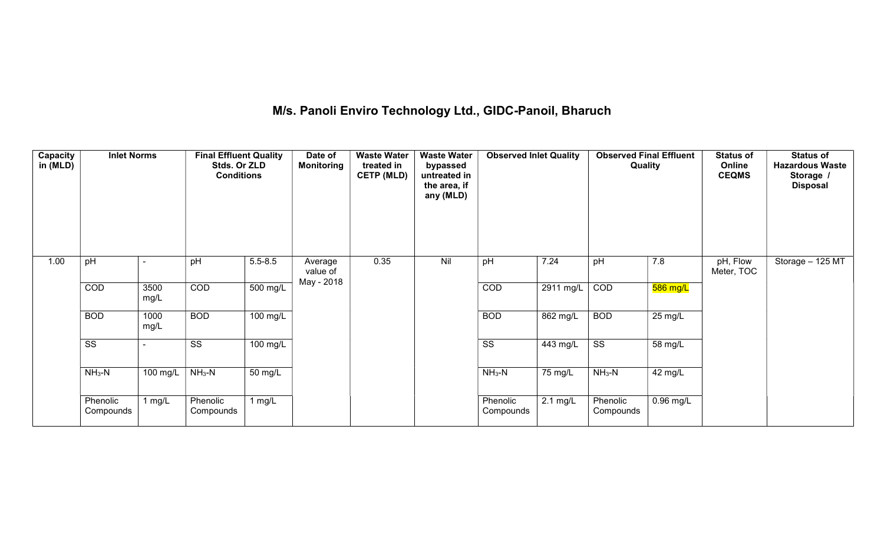# M/s. Panoli Enviro Technology Ltd., GIDC-Panoil, Bharuch

| Capacity in (MLD) | Inlet Norms | | Final Effluent Quality Stds. Or ZLD Conditions | | Date of Monitoring | Waste Water treated in CETP (MLD) | Waste Water bypassed untreated in the area, if any (MLD) | Observed Inlet Quality | | Observed Final Effluent Quality | | Status of Online CEQMS | Status of Hazardous Waste Storage / Disposal |
|---|---|---|---|---|---|---|---|---|---|---|---|---|---|
| 1.00 | pH | - | pH | 5.5-8.5 | Average value of May - 2018 | 0.35 | Nil | pH | 7.24 | pH | 7.8 | pH, Flow Meter, TOC | Storage – 125 MT |
| | COD | 3500 mg/L | COD | 500 mg/L | | | | COD | 2911 mg/L | COD | 586 mg/L | | |
| | BOD | 1000 mg/L | BOD | 100 mg/L | | | | BOD | 862 mg/L | BOD | 25 mg/L | | |
| | SS | - | SS | 100 mg/L | | | | SS | 443 mg/L | SS | 58 mg/L | | |
| | $NH_3$-N | 100 mg/L | $NH_3$-N | 50 mg/L | | | | $NH_3$-N | 75 mg/L | $NH_3$-N | 42 mg/L | | |
| | Phenolic Compounds | 1 mg/L | Phenolic Compounds | 1 mg/L | | | | Phenolic Compounds | 2.1 mg/L | Phenolic Compounds | 0.96 mg/L | | |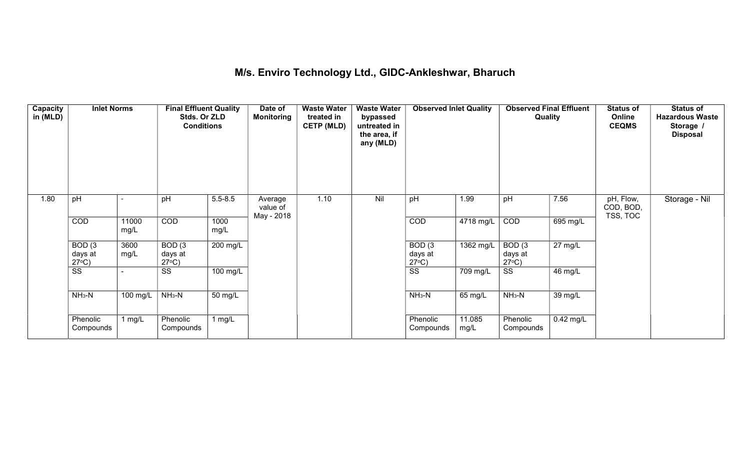# M/s. Enviro Technology Ltd., GIDC-Ankleshwar, Bharuch

| Capacity in (MLD) | Inlet Norms | | Final Effluent Quality Stds. Or ZLD Conditions | | Date of Monitoring | Waste Water treated in CETP (MLD) | Waste Water bypassed untreated in the area, if any (MLD) | Observed Inlet Quality | | Observed Final Effluent Quality | | Status of Online CEQMS | Status of Hazardous Waste Storage / Disposal |
|---|---|---|---|---|---|---|---|---|---|---|---|---|---|
| 1.80 | pH | - | pH | 5.5-8.5 | Average value of May - 2018 | 1.10 | Nil | pH | 1.99 | pH | 7.56 | pH, Flow, COD, BOD, TSS, TOC | Storage - Nil |
| | COD | 11000 mg/L | COD | 1000 mg/L | | | | COD | 4718 mg/L | COD | 695 mg/L | | |
| | BOD (3 days at 27°C) | 3600 mg/L | BOD (3 days at 27°C) | 200 mg/L | | | | BOD (3 days at 27°C) | 1362 mg/L | BOD (3 days at 27°C) | 27 mg/L | | |
| | SS | - | SS | 100 mg/L | | | | SS | 709 mg/L | SS | 46 mg/L | | |
| | $NH_3$-N | 100 mg/L | $NH_3$-N | 50 mg/L | | | | $NH_3$-N | 65 mg/L | $NH_3$-N | 39 mg/L | | |
| | Phenolic Compounds | 1 mg/L | Phenolic Compounds | 1 mg/L | | | | Phenolic Compounds | 11.085 mg/L | Phenolic Compounds | 0.42 mg/L | | |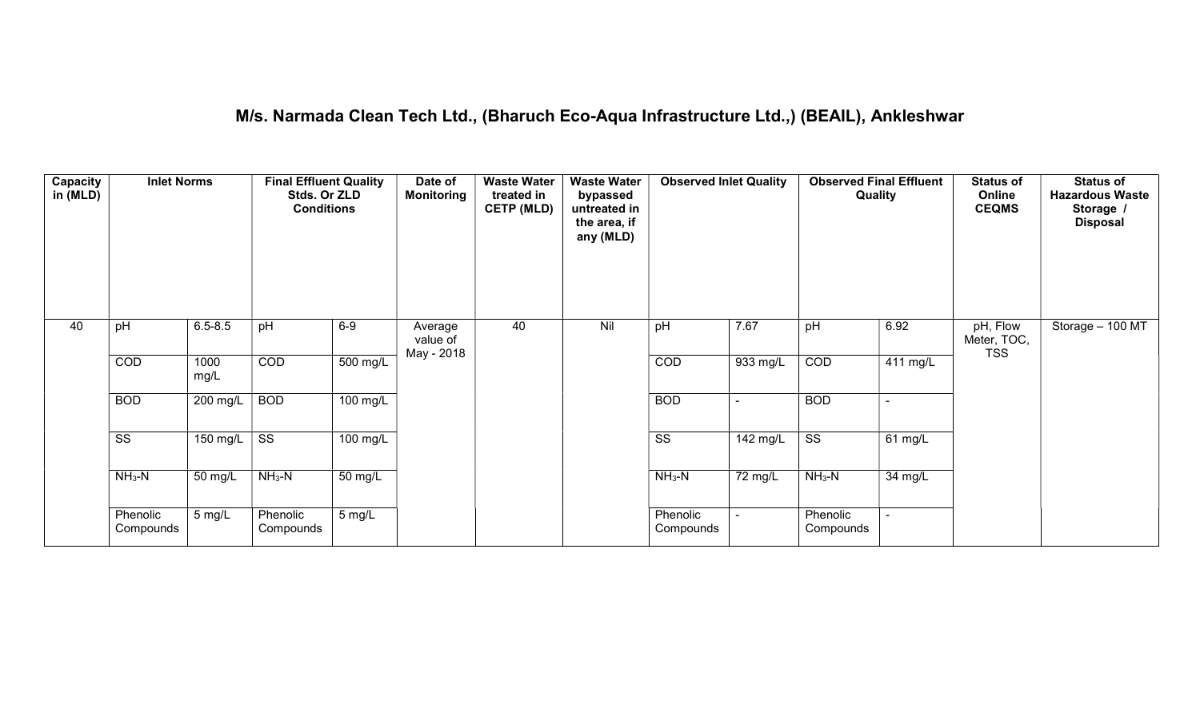## M/s. Narmada Clean Tech Ltd., (Bharuch Eco-Aqua Infrastructure Ltd.,) (BEAIL), Ankleshwar

| Capacity in (MLD) | Inlet Norms | | Final Effluent Quality Stds. Or ZLD Conditions | | Date of Monitoring | Waste Water treated in CETP (MLD) | Waste Water bypassed untreated in the area, if any (MLD) | Observed Inlet Quality | | Observed Final Effluent Quality | | Status of Online CEQMS | Status of Hazardous Waste Storage / Disposal |
|---|---|---|---|---|---|---|---|---|---|---|---|---|---|
| 40 | pH | 6.5-8.5 | pH | 6-9 | Average value of May - 2018 | 40 | Nil | pH | 7.67 | pH | 6.92 | pH, Flow Meter, TOC, TSS | Storage – 100 MT |
| | COD | 1000 mg/L | COD | 500 mg/L | | | | COD | 933 mg/L | COD | 411 mg/L | | |
| | BOD | 200 mg/L | BOD | 100 mg/L | | | | BOD | - | BOD | - | | |
| | SS | 150 mg/L | SS | 100 mg/L | | | | SS | 142 mg/L | SS | 61 mg/L | | |
| | $NH_3$-N | 50 mg/L | $NH_3$-N | 50 mg/L | | | | $NH_3$-N | 72 mg/L | $NH_3$-N | 34 mg/L | | |
| | Phenolic Compounds | 5 mg/L | Phenolic Compounds | 5 mg/L | | | | Phenolic Compounds | - | Phenolic Compounds | - | | |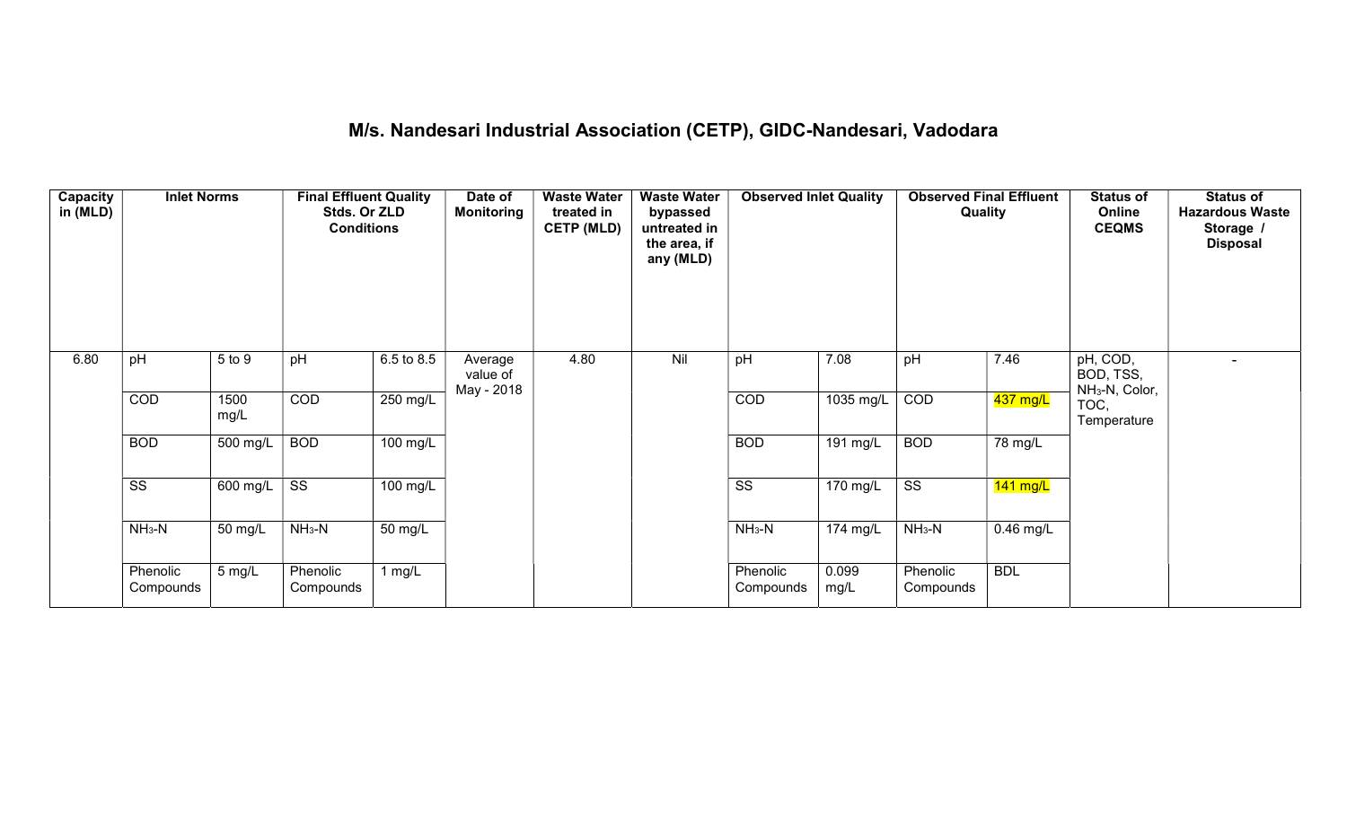## M/s. Nandesari Industrial Association (CETP), GIDC-Nandesari, Vadodara

| Capacity in (MLD) | Inlet Norms | | Final Effluent Quality Stds. Or ZLD Conditions | | Date of Monitoring | Waste Water treated in CETP (MLD) | Waste Water bypassed untreated in the area, if any (MLD) | Observed Inlet Quality | | Observed Final Effluent Quality | | Status of Online CEQMS | Status of Hazardous Waste Storage / Disposal |
|---|---|---|---|---|---|---|---|---|---|---|---|---|---|
| 6.80 | pH | 5 to 9 | pH | 6.5 to 8.5 | Average value of May - 2018 | 4.80 | Nil | pH | 7.08 | pH | 7.46 | pH, COD, BOD, TSS, $NH_3$-N, Color, TOC, Temperature | - |
| | COD | 1500 mg/L | COD | 250 mg/L | | | | COD | 1035 mg/L | COD | 437 mg/L | | |
| | BOD | 500 mg/L | BOD | 100 mg/L | | | | BOD | 191 mg/L | BOD | 78 mg/L | | |
| | SS | 600 mg/L | SS | 100 mg/L | | | | SS | 170 mg/L | SS | 141 mg/L | | |
| | $NH_3$-N | 50 mg/L | $NH_3$-N | 50 mg/L | | | | $NH_3$-N | 174 mg/L | $NH_3$-N | 0.46 mg/L | | |
| | Phenolic Compounds | 5 mg/L | Phenolic Compounds | 1 mg/L | | | | Phenolic Compounds | 0.099 mg/L | Phenolic Compounds | BDL | | |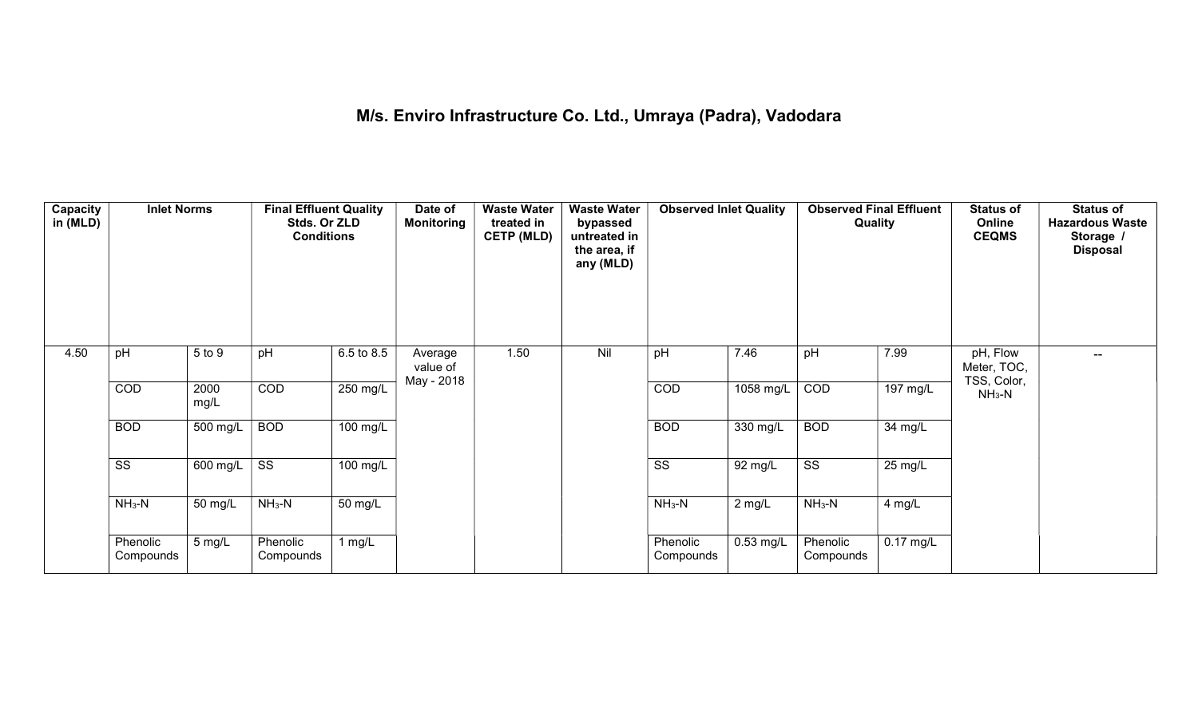# M/s. Enviro Infrastructure Co. Ltd., Umraya (Padra), Vadodara

| Capacity in (MLD) | Inlet Norms | | Final Effluent Quality Stds. Or ZLD Conditions | | Date of Monitoring | Waste Water treated in CETP (MLD) | Waste Water bypassed untreated in the area, if any (MLD) | Observed Inlet Quality | | Observed Final Effluent Quality | | Status of Online CEQMS | Status of Hazardous Waste Storage / Disposal |
|---|---|---|---|---|---|---|---|---|---|---|---|---|---|
| 4.50 | pH | 5 to 9 | pH | 6.5 to 8.5 | Average value of May - 2018 | 1.50 | Nil | pH | 7.46 | pH | 7.99 | pH, Flow Meter, TOC, TSS, Color, $NH_3$-N | -- |
| | COD | 2000 mg/L | COD | 250 mg/L | | | | COD | 1058 mg/L | COD | 197 mg/L | | |
| | BOD | 500 mg/L | BOD | 100 mg/L | | | | BOD | 330 mg/L | BOD | 34 mg/L | | |
| | SS | 600 mg/L | SS | 100 mg/L | | | | SS | 92 mg/L | SS | 25 mg/L | | |
| | $NH_3$-N | 50 mg/L | $NH_3$-N | 50 mg/L | | | | $NH_3$-N | 2 mg/L | $NH_3$-N | 4 mg/L | | |
| | Phenolic Compounds | 5 mg/L | Phenolic Compounds | 1 mg/L | | | | Phenolic Compounds | 0.53 mg/L | Phenolic Compounds | 0.17 mg/L | | |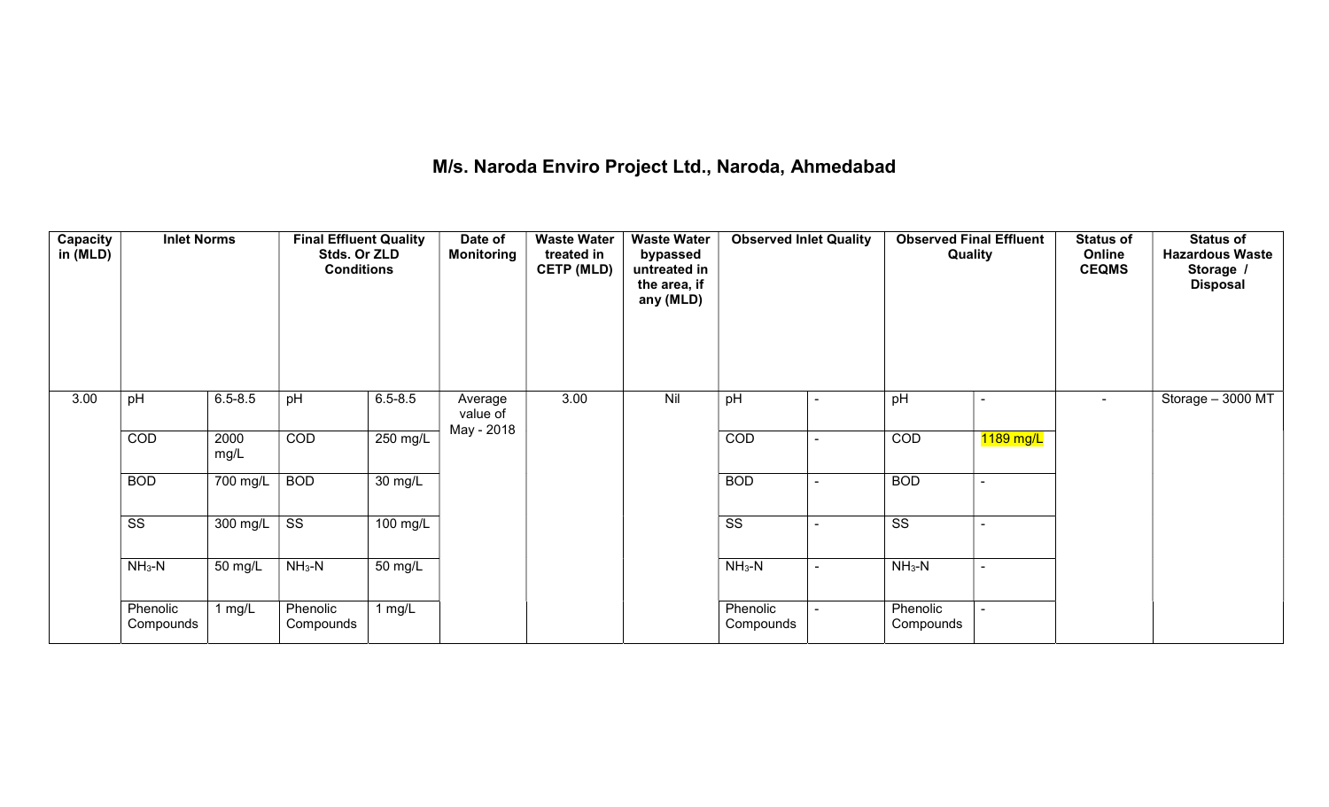# M/s. Naroda Enviro Project Ltd., Naroda, Ahmedabad

| Capacity in (MLD) | Inlet Norms | | Final Effluent Quality Stds. Or ZLD Conditions | | Date of Monitoring | Waste Water treated in CETP (MLD) | Waste Water bypassed untreated in the area, if any (MLD) | Observed Inlet Quality | | Observed Final Effluent Quality | | Status of Online CEQMS | Status of Hazardous Waste Storage / Disposal |
|---|---|---|---|---|---|---|---|---|---|---|---|---|---|
| 3.00 | pH | 6.5-8.5 | pH | 6.5-8.5 | Average value of May - 2018 | 3.00 | Nil | pH | - | pH | - | - | Storage – 3000 MT |
| | COD | 2000 mg/L | COD | 250 mg/L | | | | COD | - | COD | 1189 mg/L | | |
| | BOD | 700 mg/L | BOD | 30 mg/L | | | | BOD | - | BOD | - | | |
| | SS | 300 mg/L | SS | 100 mg/L | | | | SS | - | SS | - | | |
| | $NH_3$-N | 50 mg/L | $NH_3$-N | 50 mg/L | | | | $NH_3$-N | - | $NH_3$-N | - | | |
| | Phenolic Compounds | 1 mg/L | Phenolic Compounds | 1 mg/L | | | | Phenolic Compounds | - | Phenolic Compounds | - | | |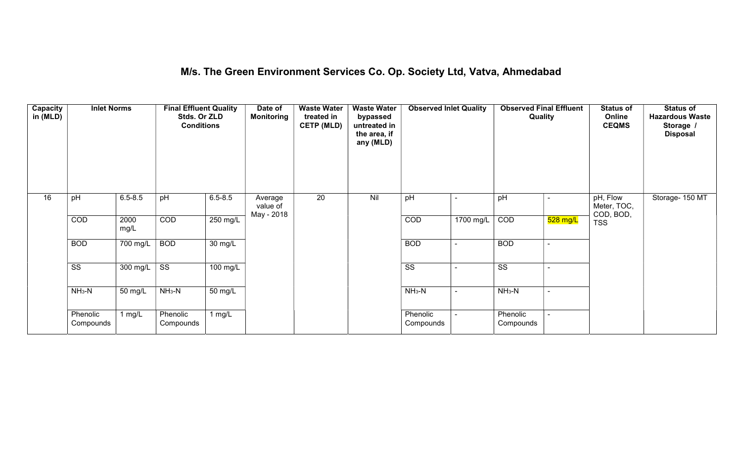# M/s. The Green Environment Services Co. Op. Society Ltd, Vatva, Ahmedabad

| Capacity in (MLD) | Inlet Norms | | Final Effluent Quality Stds. Or ZLD Conditions | | Date of Monitoring | Waste Water treated in CETP (MLD) | Waste Water bypassed untreated in the area, if any (MLD) | Observed Inlet Quality | | Observed Final Effluent Quality | | Status of Online CEQMS | Status of Hazardous Waste Storage / Disposal |
|---|---|---|---|---|---|---|---|---|---|---|---|---|---|
| 16 | pH | 6.5-8.5 | pH | 6.5-8.5 | Average value of May - 2018 | 20 | Nil | pH | - | pH | - | pH, Flow Meter, TOC, COD, BOD, TSS | Storage- 150 MT |
| | COD | 2000 mg/L | COD | 250 mg/L | | | | COD | 1700 mg/L | COD | 528 mg/L | | |
| | BOD | 700 mg/L | BOD | 30 mg/L | | | | BOD | - | BOD | - | | |
| | SS | 300 mg/L | SS | 100 mg/L | | | | SS | - | SS | - | | |
| | $NH_3$-N | 50 mg/L | $NH_3$-N | 50 mg/L | | | | $NH_3$-N | - | $NH_3$-N | - | | |
| | Phenolic Compounds | 1 mg/L | Phenolic Compounds | 1 mg/L | | | | Phenolic Compounds | - | Phenolic Compounds | - | | |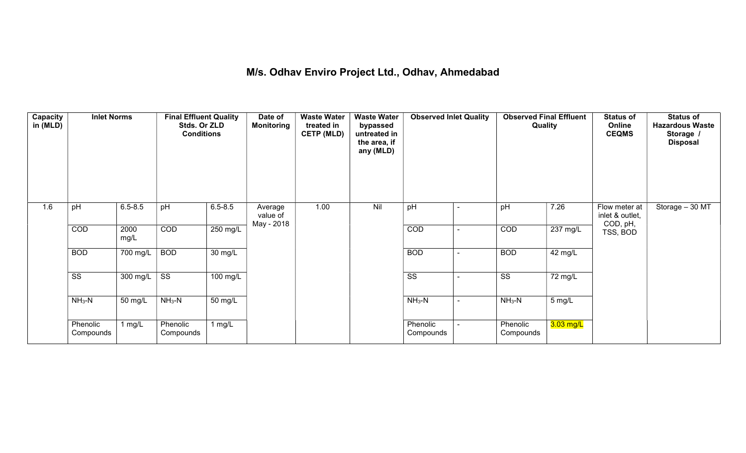# M/s. Odhav Enviro Project Ltd., Odhav, Ahmedabad

| Capacity in (MLD) | Inlet Norms | | Final Effluent Quality Stds. Or ZLD Conditions | | Date of Monitoring | Waste Water treated in CETP (MLD) | Waste Water bypassed untreated in the area, if any (MLD) | Observed Inlet Quality | | Observed Final Effluent Quality | | Status of Online CEQMS | Status of Hazardous Waste Storage / Disposal |
|---|---|---|---|---|---|---|---|---|---|---|---|---|---|
| 1.6 | pH | 6.5-8.5 | pH | 6.5-8.5 | Average value of May - 2018 | 1.00 | Nil | pH | - | pH | 7.26 | Flow meter at inlet & outlet, COD, pH, TSS, BOD | Storage – 30 MT |
| | COD | 2000 mg/L | COD | 250 mg/L | | | | COD | - | COD | 237 mg/L | | |
| | BOD | 700 mg/L | BOD | 30 mg/L | | | | BOD | - | BOD | 42 mg/L | | |
| | SS | 300 mg/L | SS | 100 mg/L | | | | SS | - | SS | 72 mg/L | | |
| | $NH_3$-N | 50 mg/L | $NH_3$-N | 50 mg/L | | | | $NH_3$-N | - | $NH_3$-N | 5 mg/L | | |
| | Phenolic Compounds | 1 mg/L | Phenolic Compounds | 1 mg/L | | | | Phenolic Compounds | - | Phenolic Compounds | 3.03 mg/L | | |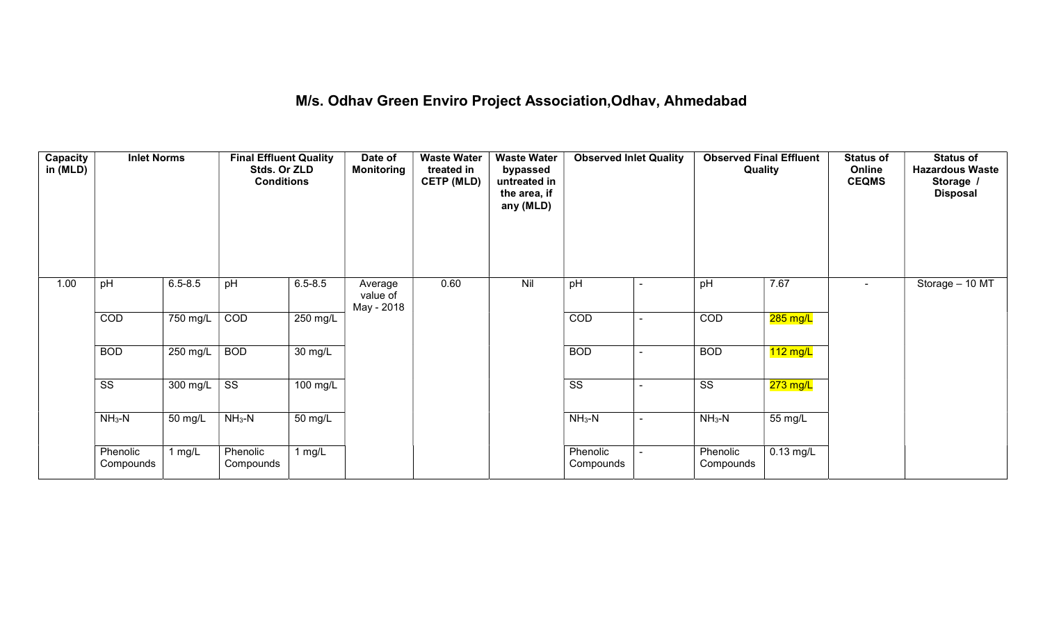# M/s. Odhav Green Enviro Project Association,Odhav, Ahmedabad

| Capacity in (MLD) | Inlet Norms | | Final Effluent Quality Stds. Or ZLD Conditions | | Date of Monitoring | Waste Water treated in CETP (MLD) | Waste Water bypassed untreated in the area, if any (MLD) | Observed Inlet Quality | | Observed Final Effluent Quality | | Status of Online CEQMS | Status of Hazardous Waste Storage / Disposal |
|---|---|---|---|---|---|---|---|---|---|---|---|---|---|
| 1.00 | pH | 6.5-8.5 | pH | 6.5-8.5 | Average value of May - 2018 | 0.60 | Nil | pH | - | pH | 7.67 | - | Storage – 10 MT |
| | COD | 750 mg/L | COD | 250 mg/L | | | | COD | - | COD | 285 mg/L | | |
| | BOD | 250 mg/L | BOD | 30 mg/L | | | | BOD | - | BOD | 112 mg/L | | |
| | SS | 300 mg/L | SS | 100 mg/L | | | | SS | - | SS | 273 mg/L | | |
| | $NH_3$-N | 50 mg/L | $NH_3$-N | 50 mg/L | | | | $NH_3$-N | - | $NH_3$-N | 55 mg/L | | |
| | Phenolic Compounds | 1 mg/L | Phenolic Compounds | 1 mg/L | | | | Phenolic Compounds | - | Phenolic Compounds | 0.13 mg/L | | |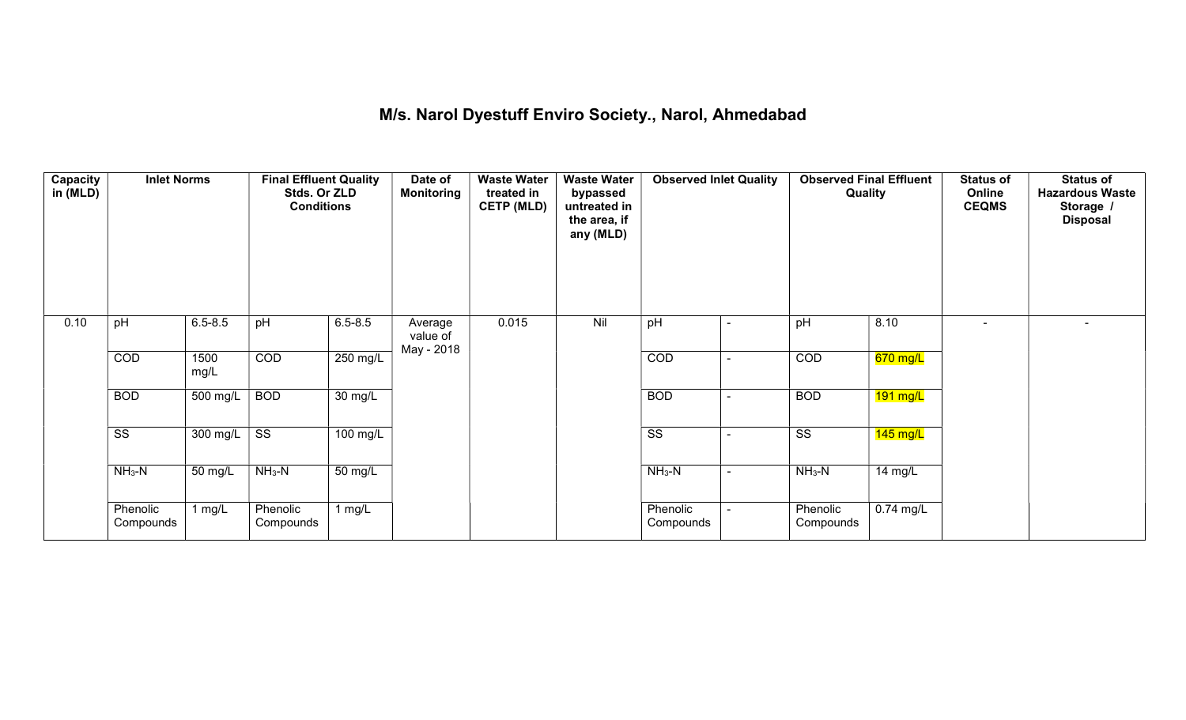# M/s. Narol Dyestuff Enviro Society., Narol, Ahmedabad

| Capacity in (MLD) | Inlet Norms | | Final Effluent Quality Stds. Or ZLD Conditions | | Date of Monitoring | Waste Water treated in CETP (MLD) | Waste Water bypassed untreated in the area, if any (MLD) | Observed Inlet Quality | | Observed Final Effluent Quality | | Status of Online CEQMS | Status of Hazardous Waste Storage / Disposal |
|---|---|---|---|---|---|---|---|---|---|---|---|---|---|
| 0.10 | pH | 6.5-8.5 | pH | 6.5-8.5 | Average value of May - 2018 | 0.015 | Nil | pH | - | pH | 8.10 | - | - |
| | COD | 1500 mg/L | COD | 250 mg/L | | | | COD | - | COD | 670 mg/L | | |
| | BOD | 500 mg/L | BOD | 30 mg/L | | | | BOD | - | BOD | 191 mg/L | | |
| | SS | 300 mg/L | SS | 100 mg/L | | | | SS | - | SS | 145 mg/L | | |
| | $NH_3$-N | 50 mg/L | $NH_3$-N | 50 mg/L | | | | $NH_3$-N | - | $NH_3$-N | 14 mg/L | | |
| | Phenolic Compounds | 1 mg/L | Phenolic Compounds | 1 mg/L | | | | Phenolic Compounds | - | Phenolic Compounds | 0.74 mg/L | | |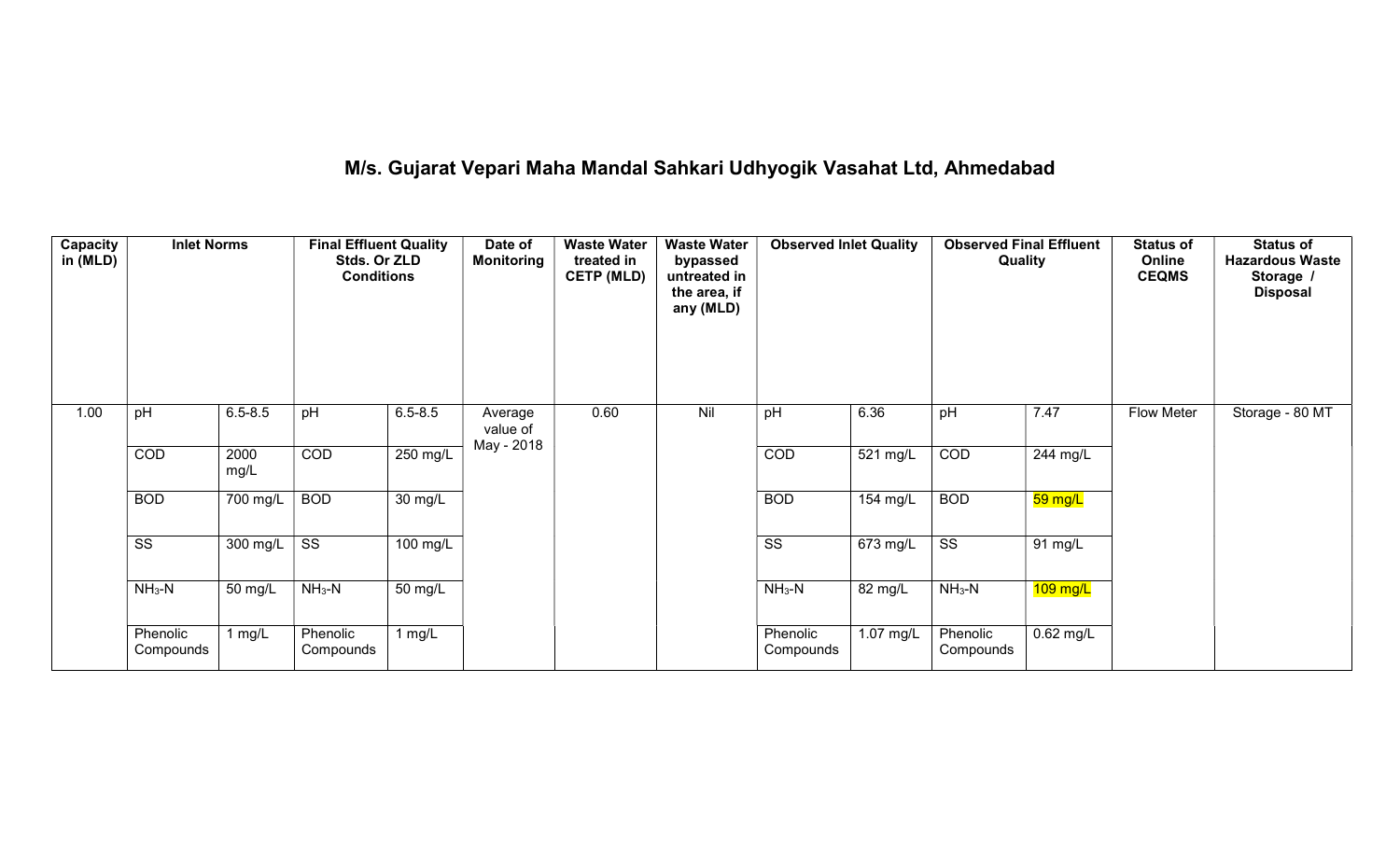# M/s. Gujarat Vepari Maha Mandal Sahkari Udhyogik Vasahat Ltd, Ahmedabad

| Capacity in (MLD) | Inlet Norms | | Final Effluent Quality Stds. Or ZLD Conditions | | Date of Monitoring | Waste Water treated in CETP (MLD) | Waste Water bypassed untreated in the area, if any (MLD) | Observed Inlet Quality | | Observed Final Effluent Quality | | Status of Online CEQMS | Status of Hazardous Waste Storage / Disposal |
|---|---|---|---|---|---|---|---|---|---|---|---|---|---|
| 1.00 | pH | 6.5-8.5 | pH | 6.5-8.5 | Average value of May - 2018 | 0.60 | Nil | pH | 6.36 | pH | 7.47 | Flow Meter | Storage - 80 MT |
| | COD | 2000 mg/L | COD | 250 mg/L | | | | COD | 521 mg/L | COD | 244 mg/L | | |
| | BOD | 700 mg/L | BOD | 30 mg/L | | | | BOD | 154 mg/L | BOD | 59 mg/L | | |
| | SS | 300 mg/L | SS | 100 mg/L | | | | SS | 673 mg/L | SS | 91 mg/L | | |
| | $NH_3$-N | 50 mg/L | $NH_3$-N | 50 mg/L | | | | $NH_3$-N | 82 mg/L | $NH_3$-N | 109 mg/L | | |
| | Phenolic Compounds | 1 mg/L | Phenolic Compounds | 1 mg/L | | | | Phenolic Compounds | 1.07 mg/L | Phenolic Compounds | 0.62 mg/L | | |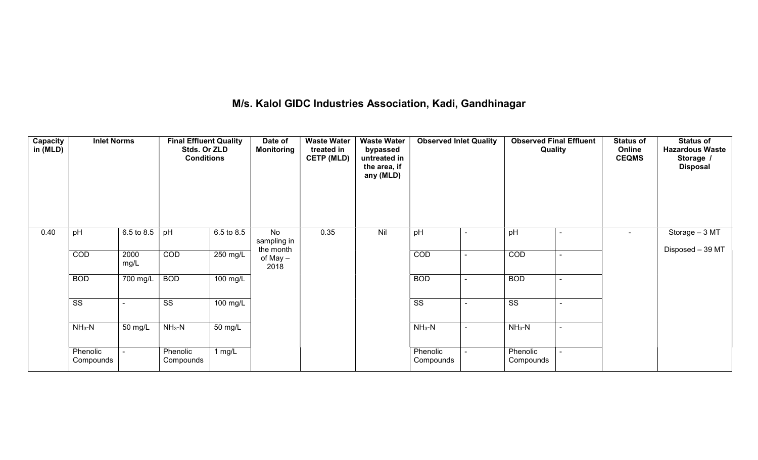## M/s. Kalol GIDC Industries Association, Kadi, Gandhinagar

| Capacity in (MLD) | Inlet Norms | | Final Effluent Quality Stds. Or ZLD Conditions | | Date of Monitoring | Waste Water treated in CETP (MLD) | Waste Water bypassed untreated in the area, if any (MLD) | Observed Inlet Quality | | Observed Final Effluent Quality | | Status of Online CEQMS | Status of Hazardous Waste Storage / Disposal |
|---|---|---|---|---|---|---|---|---|---|---|---|---|---|
| 0.40 | pH | 6.5 to 8.5 | pH | 6.5 to 8.5 | No sampling in the month of May – 2018 | 0.35 | Nil | pH | - | pH | - | - | Storage – 3 MT<br>Disposed – 39 MT |
| | COD | 2000 mg/L | COD | 250 mg/L | | | | COD | - | COD | - | | |
| | BOD | 700 mg/L | BOD | 100 mg/L | | | | BOD | - | BOD | - | | |
| | SS | - | SS | 100 mg/L | | | | SS | - | SS | - | | |
| | $NH_3$-N | 50 mg/L | $NH_3$-N | 50 mg/L | | | | $NH_3$-N | - | $NH_3$-N | - | | |
| | Phenolic Compounds | - | Phenolic Compounds | 1 mg/L | | | | Phenolic Compounds | - | Phenolic Compounds | - | | |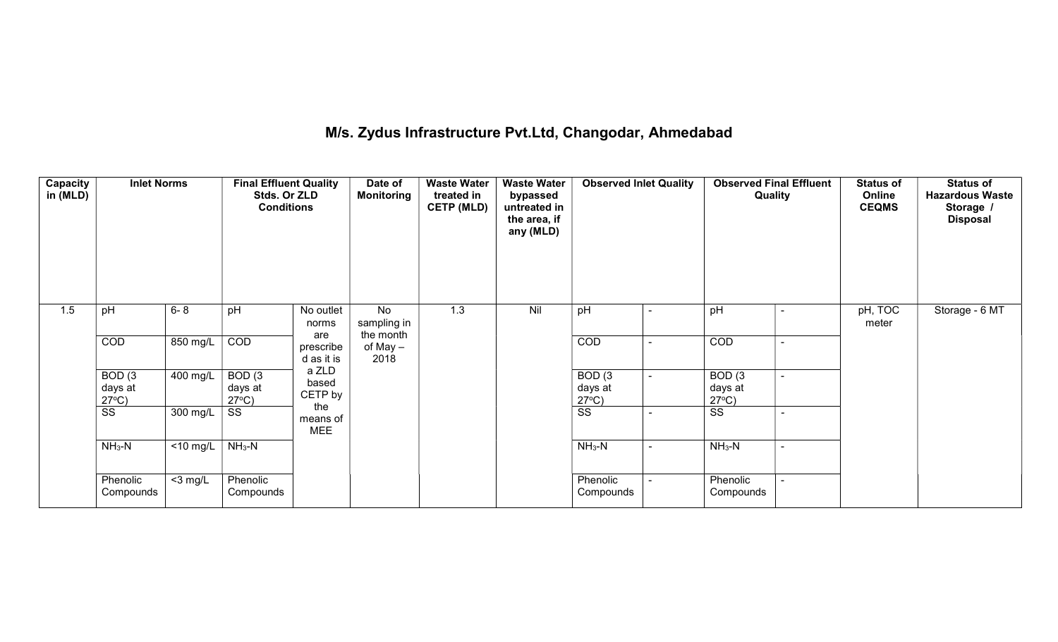# M/s. Zydus Infrastructure Pvt.Ltd, Changodar, Ahmedabad

| Capacity in (MLD) | Inlet Norms | | Final Effluent Quality Stds. Or ZLD Conditions | | Date of Monitoring | Waste Water treated in CETP (MLD) | Waste Water bypassed untreated in the area, if any (MLD) | Observed Inlet Quality | | Observed Final Effluent Quality | | Status of Online CEQMS | Status of Hazardous Waste Storage / Disposal |
|---|---|---|---|---|---|---|---|---|---|---|---|---|---|
| 1.5 | pH | 6- 8 | pH | No outlet norms are prescribed as it is a ZLD based CETP by the means of MEE | No sampling in the month of May – 2018 | 1.3 | Nil | pH | - | pH | - | pH, TOC meter | Storage - 6 MT |
| | COD | 850 mg/L | COD | | | | | COD | - | COD | - | | |
| | BOD (3 days at 27°C) | 400 mg/L | BOD (3 days at 27°C) | | | | | BOD (3 days at 27°C) | - | BOD (3 days at 27°C) | - | | |
| | SS | 300 mg/L | SS | | | | | SS | - | SS | - | | |
| | $NH_3$-N | <10 mg/L | $NH_3$-N | | | | | $NH_3$-N | - | $NH_3$-N | - | | |
| | Phenolic Compounds | <3 mg/L | Phenolic Compounds | | | | | Phenolic Compounds | - | Phenolic Compounds | - | | |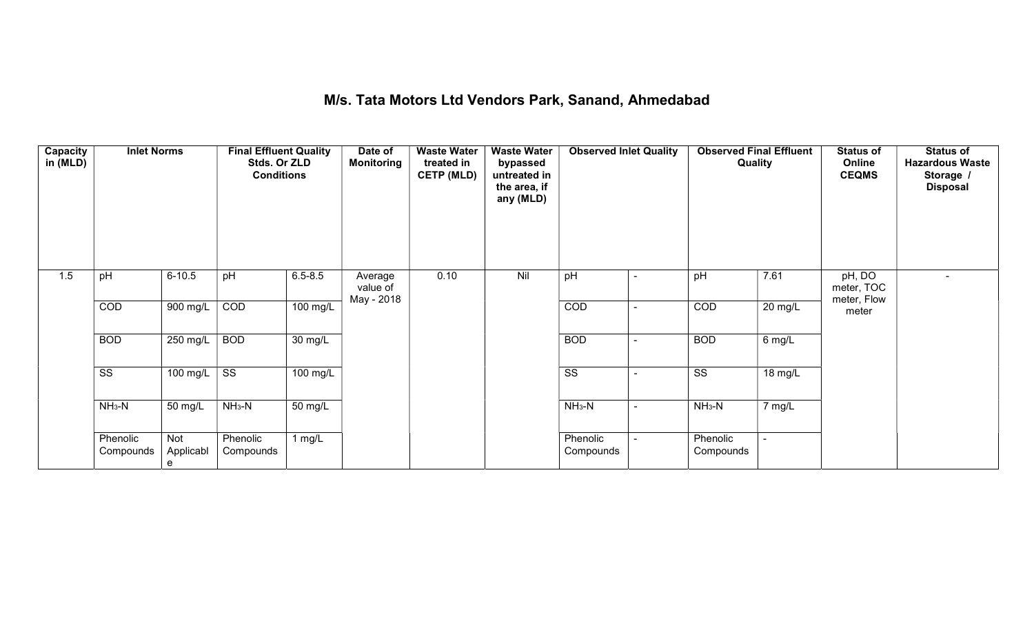# M/s. Tata Motors Ltd Vendors Park, Sanand, Ahmedabad

| Capacity in (MLD) | Inlet Norms | | Final Effluent Quality Stds. Or ZLD Conditions | | Date of Monitoring | Waste Water treated in CETP (MLD) | Waste Water bypassed untreated in the area, if any (MLD) | Observed Inlet Quality | | Observed Final Effluent Quality | | Status of Online CEQMS | Status of Hazardous Waste Storage / Disposal |
|---|---|---|---|---|---|---|---|---|---|---|---|---|---|
| 1.5 | pH | 6-10.5 | pH | 6.5-8.5 | Average value of May - 2018 | 0.10 | Nil | pH | - | pH | 7.61 | pH, DO meter, TOC meter, Flow meter | - |
| | COD | 900 mg/L | COD | 100 mg/L | | | | COD | - | COD | 20 mg/L | | |
| | BOD | 250 mg/L | BOD | 30 mg/L | | | | BOD | - | BOD | 6 mg/L | | |
| | SS | 100 mg/L | SS | 100 mg/L | | | | SS | - | SS | 18 mg/L | | |
| | $NH_3$-N | 50 mg/L | $NH_3$-N | 50 mg/L | | | | $NH_3$-N | - | $NH_3$-N | 7 mg/L | | |
| | Phenolic Compounds | Not Applicable | Phenolic Compounds | 1 mg/L | | | | Phenolic Compounds | - | Phenolic Compounds | - | | |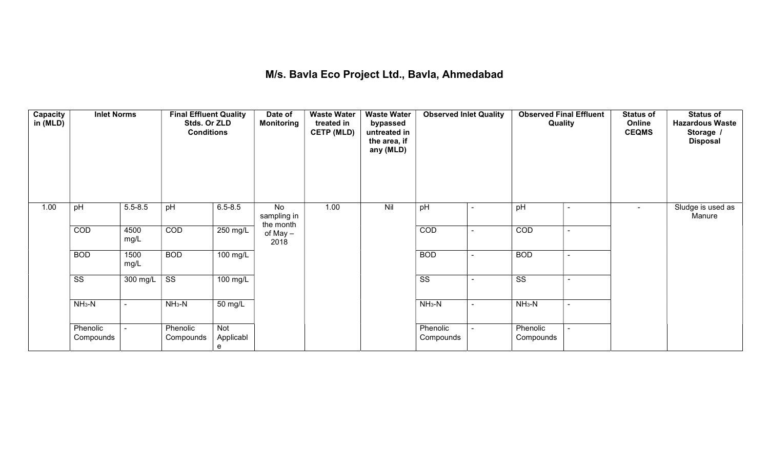# M/s. Bavla Eco Project Ltd., Bavla, Ahmedabad

| Capacity in (MLD) | Inlet Norms | | Final Effluent Quality Stds. Or ZLD Conditions | | Date of Monitoring | Waste Water treated in CETP (MLD) | Waste Water bypassed untreated in the area, if any (MLD) | Observed Inlet Quality | | Observed Final Effluent Quality | | Status of Online CEQMS | Status of Hazardous Waste Storage / Disposal |
|---|---|---|---|---|---|---|---|---|---|---|---|---|---|
| 1.00 | pH | 5.5-8.5 | pH | 6.5-8.5 | No sampling in the month of May – 2018 | 1.00 | Nil | pH | - | pH | - | - | Sludge is used as Manure |
| | COD | 4500 mg/L | COD | 250 mg/L | | | | COD | - | COD | - | | |
| | BOD | 1500 mg/L | BOD | 100 mg/L | | | | BOD | - | BOD | - | | |
| | SS | 300 mg/L | SS | 100 mg/L | | | | SS | - | SS | - | | |
| | $NH_3$-N | - | $NH_3$-N | 50 mg/L | | | | $NH_3$-N | - | $NH_3$-N | - | | |
| | Phenolic Compounds | - | Phenolic Compounds | Not Applicable | | | | Phenolic Compounds | - | Phenolic Compounds | - | | |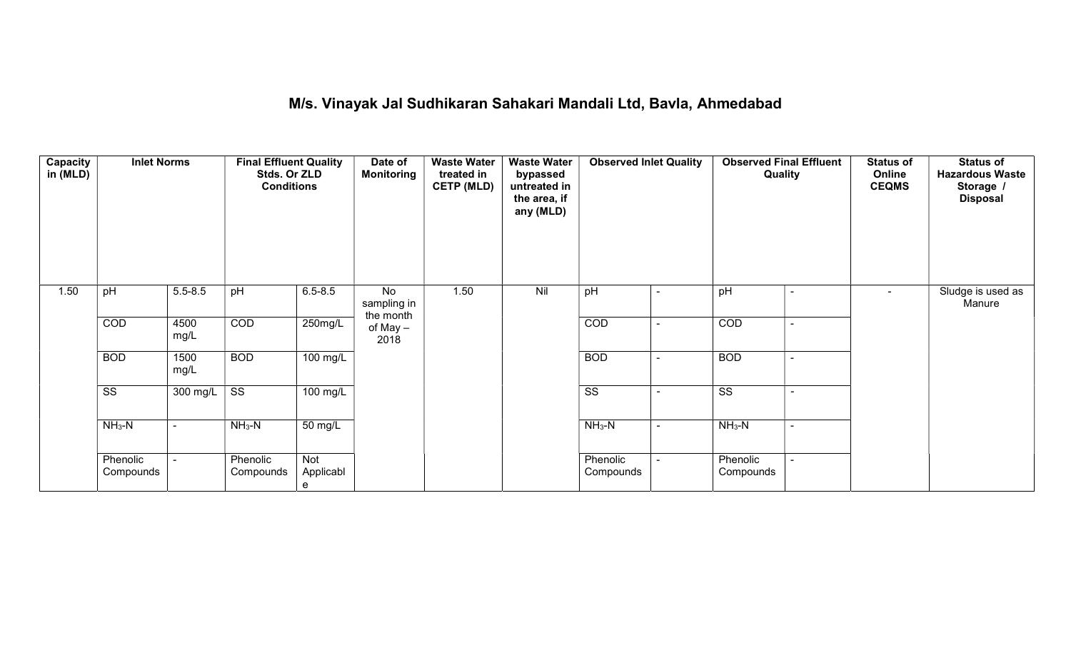## M/s. Vinayak Jal Sudhikaran Sahakari Mandali Ltd, Bavla, Ahmedabad

| Capacity in (MLD) | Inlet Norms | | Final Effluent Quality Stds. Or ZLD Conditions | | Date of Monitoring | Waste Water treated in CETP (MLD) | Waste Water bypassed untreated in the area, if any (MLD) | Observed Inlet Quality | | Observed Final Effluent Quality | | Status of Online CEQMS | Status of Hazardous Waste Storage / Disposal |
|---|---|---|---|---|---|---|---|---|---|---|---|---|---|
| 1.50 | pH | 5.5-8.5 | pH | 6.5-8.5 | No sampling in the month of May – 2018 | 1.50 | Nil | pH | - | pH | - | - | Sludge is used as Manure |
| | COD | 4500 mg/L | COD | 250mg/L | | | | COD | - | COD | - | | |
| | BOD | 1500 mg/L | BOD | 100 mg/L | | | | BOD | - | BOD | - | | |
| | SS | 300 mg/L | SS | 100 mg/L | | | | SS | - | SS | - | | |
| | $NH_3$-N | - | $NH_3$-N | 50 mg/L | | | | $NH_3$-N | - | $NH_3$-N | - | | |
| | Phenolic Compounds | - | Phenolic Compounds | Not Applicable | | | | Phenolic Compounds | - | Phenolic Compounds | - | | |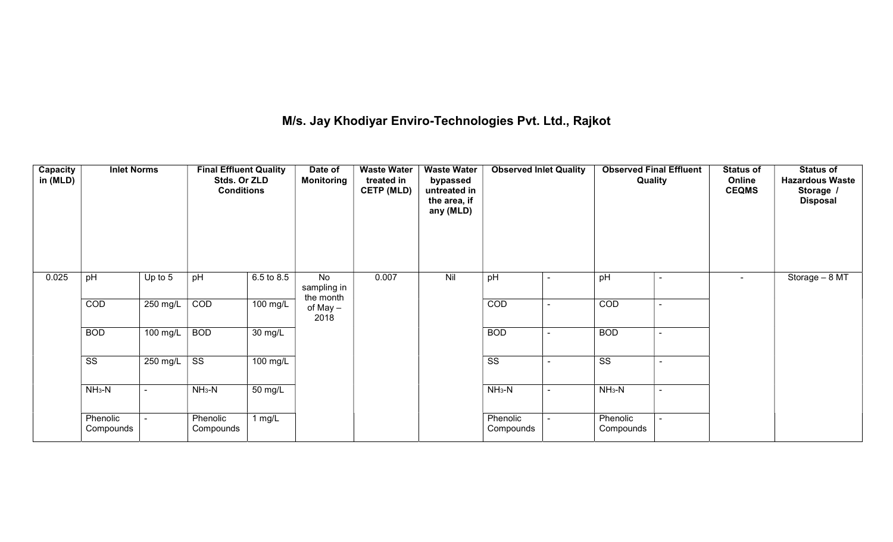# M/s. Jay Khodiyar Enviro-Technologies Pvt. Ltd., Rajkot

| Capacity in (MLD) | Inlet Norms | | Final Effluent Quality Stds. Or ZLD Conditions | | Date of Monitoring | Waste Water treated in CETP (MLD) | Waste Water bypassed untreated in the area, if any (MLD) | Observed Inlet Quality | | Observed Final Effluent Quality | | Status of Online CEQMS | Status of Hazardous Waste Storage / Disposal |
|---|---|---|---|---|---|---|---|---|---|---|---|---|---|
| 0.025 | pH | Up to 5 | pH | 6.5 to 8.5 | No sampling in the month of May – 2018 | 0.007 | Nil | pH | - | pH | - | - | Storage – 8 MT |
| | COD | 250 mg/L | COD | 100 mg/L | | | | COD | - | COD | - | | |
| | BOD | 100 mg/L | BOD | 30 mg/L | | | | BOD | - | BOD | - | | |
| | SS | 250 mg/L | SS | 100 mg/L | | | | SS | - | SS | - | | |
| | $NH_3$-N | - | $NH_3$-N | 50 mg/L | | | | $NH_3$-N | - | $NH_3$-N | - | | |
| | Phenolic Compounds | - | Phenolic Compounds | 1 mg/L | | | | Phenolic Compounds | - | Phenolic Compounds | - | | |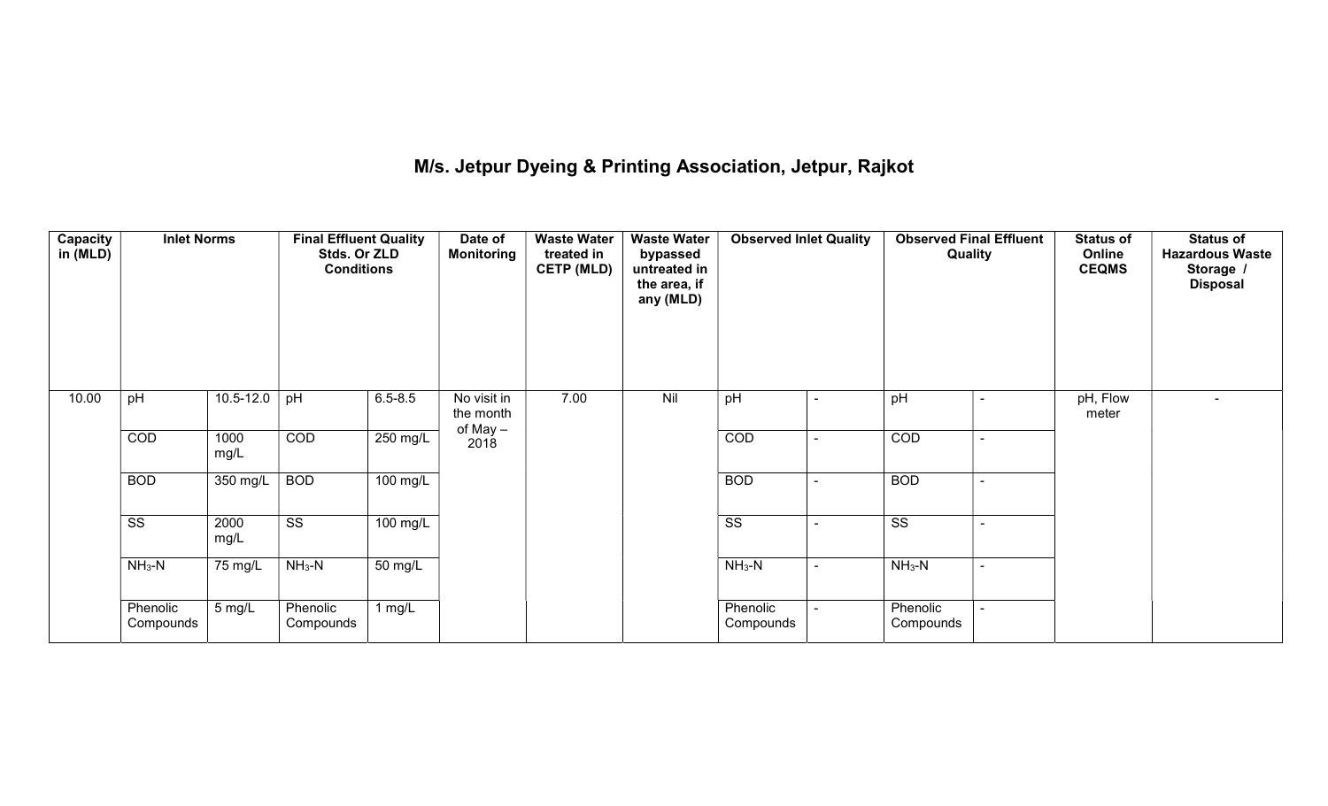# M/s. Jetpur Dyeing & Printing Association, Jetpur, Rajkot

| Capacity in (MLD) | Inlet Norms | | Final Effluent Quality Stds. Or ZLD Conditions | | Date of Monitoring | Waste Water treated in CETP (MLD) | Waste Water bypassed untreated in the area, if any (MLD) | Observed Inlet Quality | | Observed Final Effluent Quality | | Status of Online CEQMS | Status of Hazardous Waste Storage / Disposal |
|---|---|---|---|---|---|---|---|---|---|---|---|---|---|
| 10.00 | pH | 10.5-12.0 | pH | 6.5-8.5 | No visit in the month of May – 2018 | 7.00 | Nil | pH | - | pH | - | pH, Flow meter | - |
| | COD | 1000 mg/L | COD | 250 mg/L | | | | COD | - | COD | - | | |
| | BOD | 350 mg/L | BOD | 100 mg/L | | | | BOD | - | BOD | - | | |
| | SS | 2000 mg/L | SS | 100 mg/L | | | | SS | - | SS | - | | |
| | $NH_3$-N | 75 mg/L | $NH_3$-N | 50 mg/L | | | | $NH_3$-N | - | $NH_3$-N | - | | |
| | Phenolic Compounds | 5 mg/L | Phenolic Compounds | 1 mg/L | | | | Phenolic Compounds | - | Phenolic Compounds | - | | |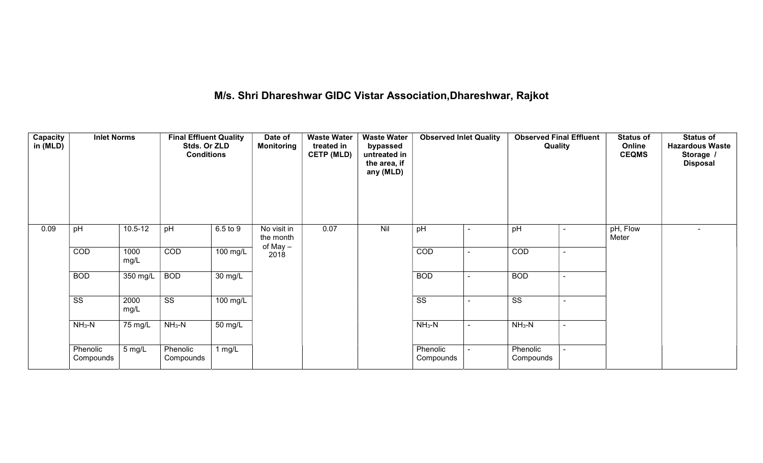## M/s. Shri Dhareshwar GIDC Vistar Association,Dhareshwar, Rajkot

| Capacity in (MLD) | Inlet Norms | | Final Effluent Quality Stds. Or ZLD Conditions | | Date of Monitoring | Waste Water treated in CETP (MLD) | Waste Water bypassed untreated in the area, if any (MLD) | Observed Inlet Quality | | Observed Final Effluent Quality | | Status of Online CEQMS | Status of Hazardous Waste Storage / Disposal |
|---|---|---|---|---|---|---|---|---|---|---|---|---|---|
| 0.09 | pH | 10.5-12 | pH | 6.5 to 9 | No visit in the month of May – 2018 | 0.07 | Nil | pH | - | pH | - | pH, Flow Meter | - |
| | COD | 1000 mg/L | COD | 100 mg/L | | | | COD | - | COD | - | | |
| | BOD | 350 mg/L | BOD | 30 mg/L | | | | BOD | - | BOD | - | | |
| | SS | 2000 mg/L | SS | 100 mg/L | | | | SS | - | SS | - | | |
| | $NH_3$-N | 75 mg/L | $NH_3$-N | 50 mg/L | | | | $NH_3$-N | - | $NH_3$-N | - | | |
| | Phenolic Compounds | 5 mg/L | Phenolic Compounds | 1 mg/L | | | | Phenolic Compounds | - | Phenolic Compounds | - | | |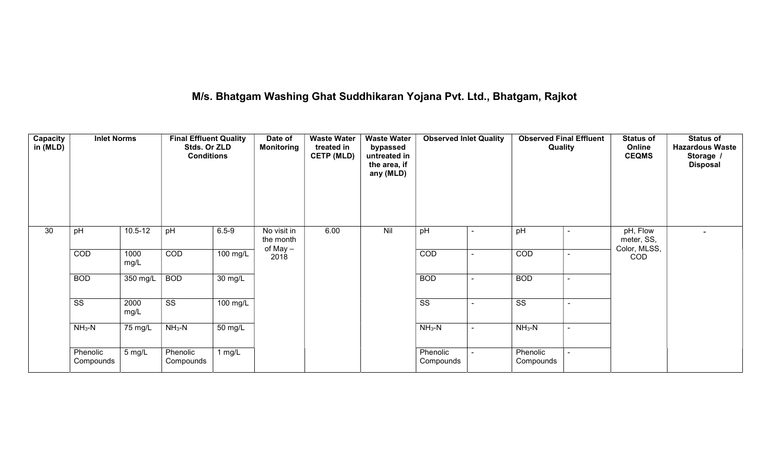# M/s. Bhatgam Washing Ghat Suddhikaran Yojana Pvt. Ltd., Bhatgam, Rajkot

| Capacity in (MLD) | Inlet Norms | | Final Effluent Quality Stds. Or ZLD Conditions | | Date of Monitoring | Waste Water treated in CETP (MLD) | Waste Water bypassed untreated in the area, if any (MLD) | Observed Inlet Quality | | Observed Final Effluent Quality | | Status of Online CEQMS | Status of Hazardous Waste Storage / Disposal |
|---|---|---|---|---|---|---|---|---|---|---|---|---|---|
| 30 | pH | 10.5-12 | pH | 6.5-9 | No visit in the month of May – 2018 | 6.00 | Nil | pH | - | pH | - | pH, Flow meter, SS, Color, MLSS, COD | - |
| | COD | 1000 mg/L | COD | 100 mg/L | | | | COD | - | COD | - | | |
| | BOD | 350 mg/L | BOD | 30 mg/L | | | | BOD | - | BOD | - | | |
| | SS | 2000 mg/L | SS | 100 mg/L | | | | SS | - | SS | - | | |
| | $NH_3$-N | 75 mg/L | $NH_3$-N | 50 mg/L | | | | $NH_3$-N | - | $NH_3$-N | - | | |
| | Phenolic Compounds | 5 mg/L | Phenolic Compounds | 1 mg/L | | | | Phenolic Compounds | - | Phenolic Compounds | - | | |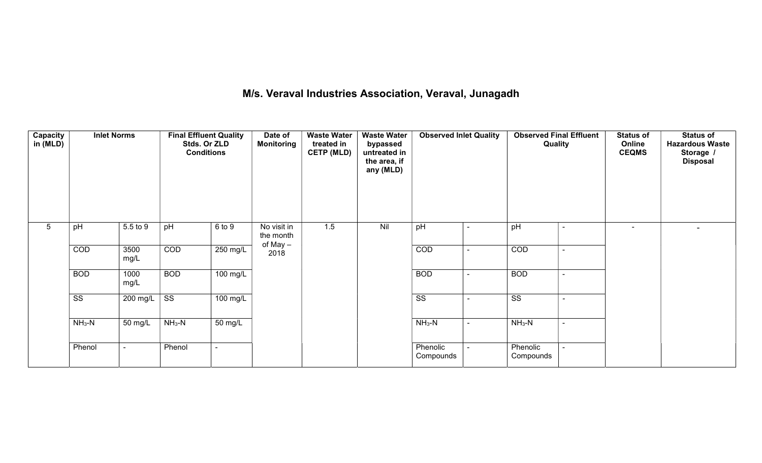# M/s. Veraval Industries Association, Veraval, Junagadh

| Capacity in (MLD) | Inlet Norms | | Final Effluent Quality Stds. Or ZLD Conditions | | Date of Monitoring | Waste Water treated in CETP (MLD) | Waste Water bypassed untreated in the area, if any (MLD) | Observed Inlet Quality | | Observed Final Effluent Quality | | Status of Online CEQMS | Status of Hazardous Waste Storage / Disposal |
|---|---|---|---|---|---|---|---|---|---|---|---|---|---|
| 5 | pH | 5.5 to 9 | pH | 6 to 9 | No visit in the month of May – 2018 | 1.5 | Nil | pH | - | pH | - | - | - |
| | COD | 3500 mg/L | COD | 250 mg/L | | | | COD | - | COD | - | | |
| | BOD | 1000 mg/L | BOD | 100 mg/L | | | | BOD | - | BOD | - | | |
| | SS | 200 mg/L | SS | 100 mg/L | | | | SS | - | SS | - | | |
| | $NH_3$-N | 50 mg/L | $NH_3$-N | 50 mg/L | | | | $NH_3$-N | - | $NH_3$-N | - | | |
| | Phenol | - | Phenol | - | | | | Phenolic Compounds | - | Phenolic Compounds | - | | |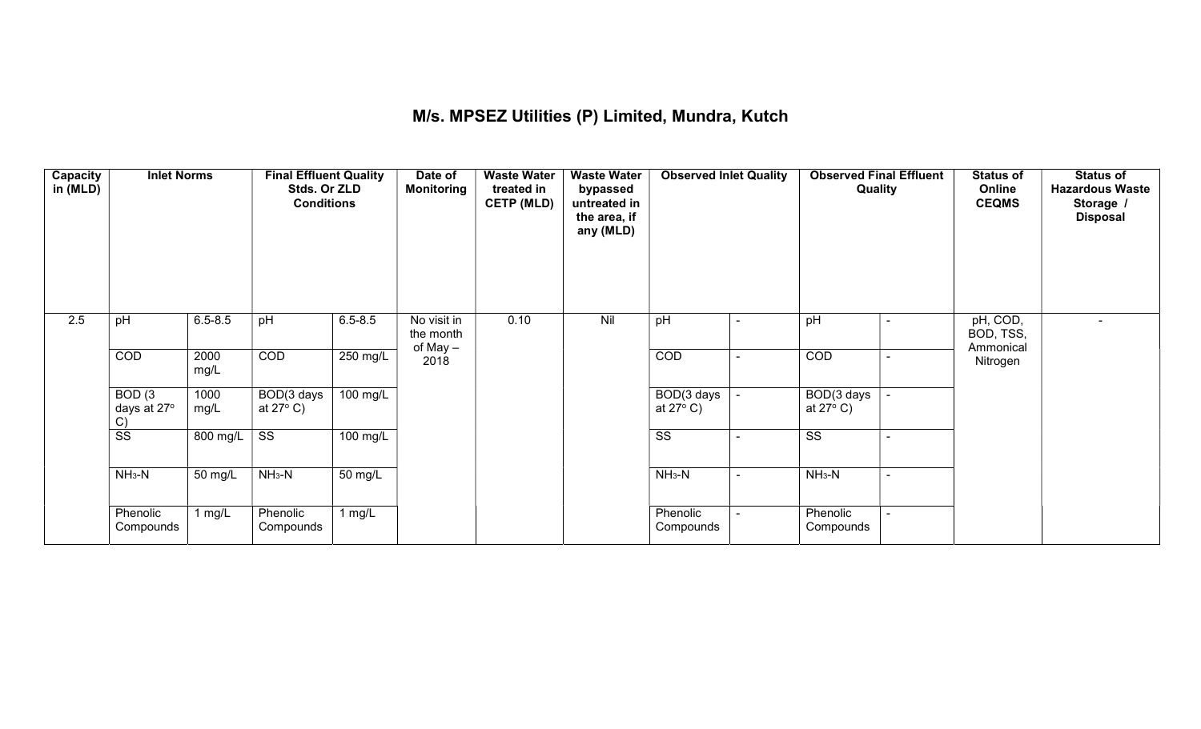# M/s. MPSEZ Utilities (P) Limited, Mundra, Kutch

| Capacity in (MLD) | Inlet Norms | | Final Effluent Quality Stds. Or ZLD Conditions | | Date of Monitoring | Waste Water treated in CETP (MLD) | Waste Water bypassed untreated in the area, if any (MLD) | Observed Inlet Quality | | Observed Final Effluent Quality | | Status of Online CEQMS | Status of Hazardous Waste Storage / Disposal |
|---|---|---|---|---|---|---|---|---|---|---|---|---|---|
| 2.5 | pH | 6.5-8.5 | pH | 6.5-8.5 | No visit in the month of May – 2018 | 0.10 | Nil | pH | - | pH | - | pH, COD, BOD, TSS, Ammonical Nitrogen | - |
| | COD | 2000 mg/L | COD | 250 mg/L | | | | COD | - | COD | - | | |
| | BOD (3 days at 27° C) | 1000 mg/L | BOD(3 days at 27° C) | 100 mg/L | | | | BOD(3 days at 27° C) | - | BOD(3 days at 27° C) | - | | |
| | SS | 800 mg/L | SS | 100 mg/L | | | | SS | - | SS | - | | |
| | $NH_3$-N | 50 mg/L | $NH_3$-N | 50 mg/L | | | | $NH_3$-N | - | $NH_3$-N | - | | |
| | Phenolic Compounds | 1 mg/L | Phenolic Compounds | 1 mg/L | | | | Phenolic Compounds | - | Phenolic Compounds | - | | |